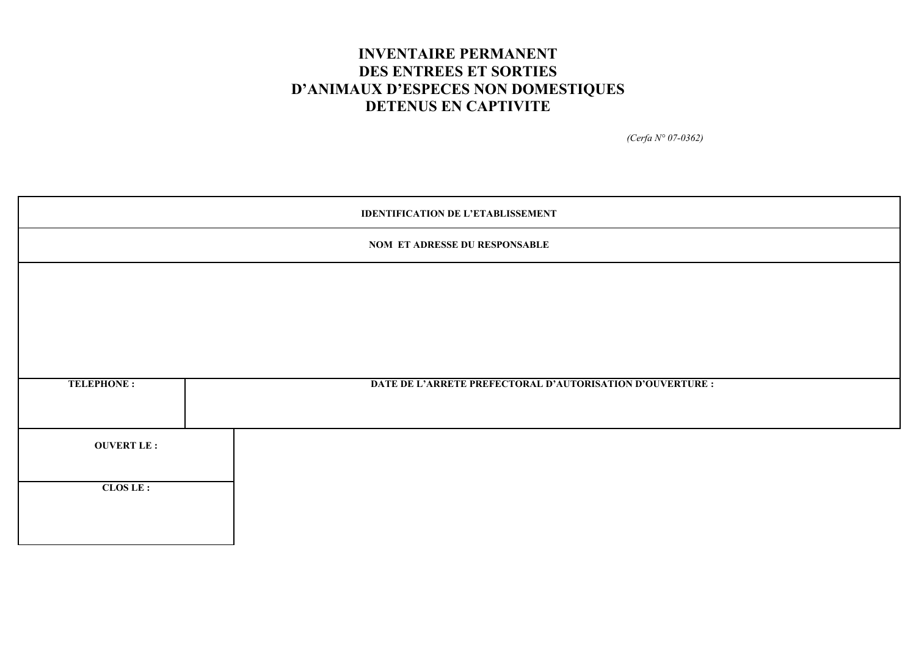# INVENTAIRE PERMANENT
# DES ENTREES ET SORTIES
# D'ANIMAUX D'ESPECES NON DOMESTIQUES
# DETENUS EN CAPTIVITE

*(Cerfa N° 07-0362)*

| IDENTIFICATION DE L'ETABLISSEMENT | |
|---|---|
| **NOM ET ADRESSE DU RESPONSABLE** | |
| | |
| **TELEPHONE :** | **DATE DE L'ARRETE PREFECTORAL D'AUTORISATION D'OUVERTURE :** |

| **OUVERT LE :** |
|---|
| **CLOS LE :** |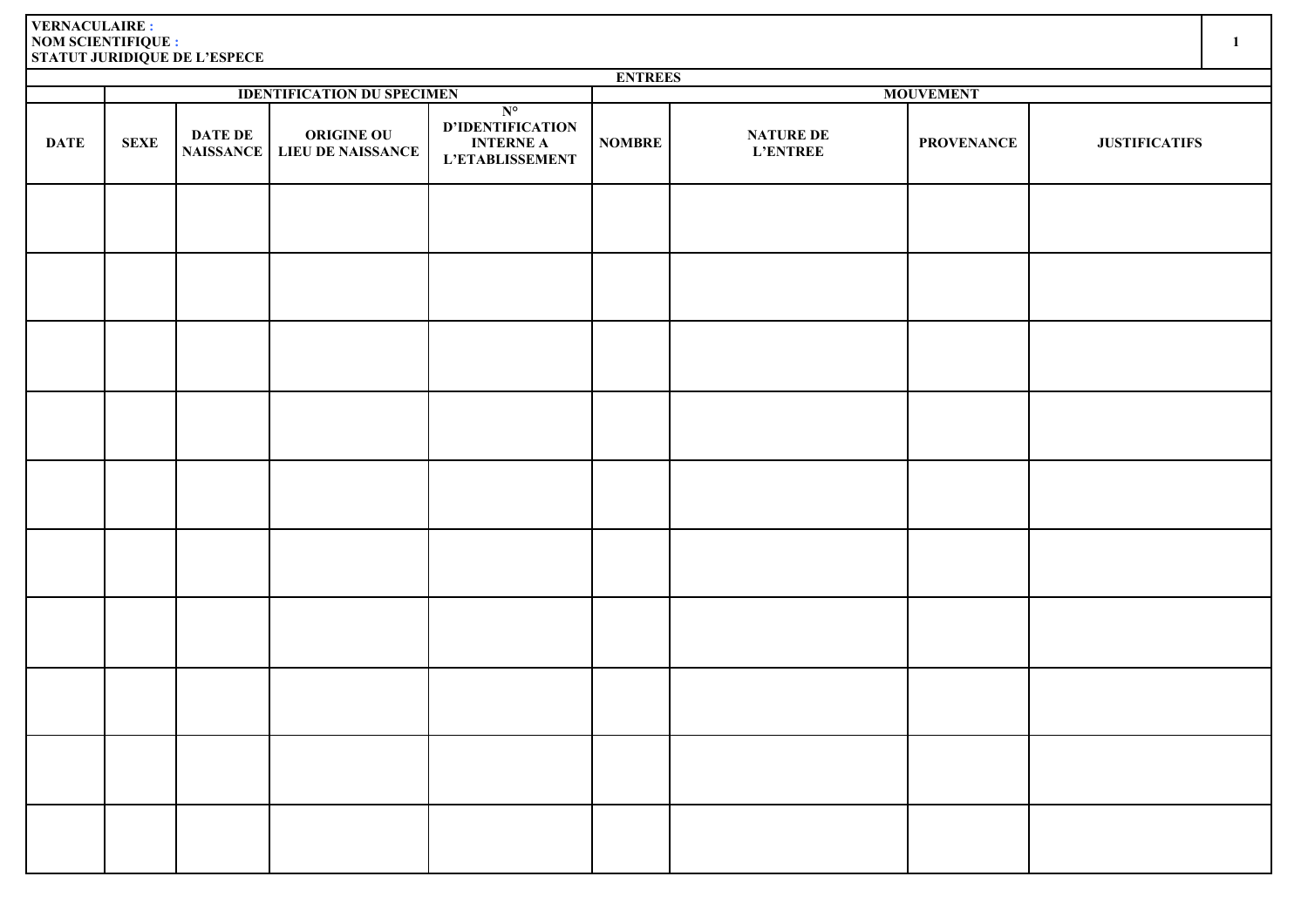**VERNACULAIRE :**
**NOM SCIENTIFIQUE :**
**STATUT JURIDIQUE DE L'ESPECE**

| ENTREES | | | | | | | | |
|---|---|---|---|---|---|---|---|---|
| | IDENTIFICATION DU SPECIMEN | | | | MOUVEMENT | | | |
| DATE | SEXE | DATE DE NAISSANCE | ORIGINE OU LIEU DE NAISSANCE | N° D'IDENTIFICATION INTERNE A L'ETABLISSEMENT | NOMBRE | NATURE DE L'ENTREE | PROVENANCE | JUSTIFICATIFS |
| | | | | | | | | |
| | | | | | | | | |
| | | | | | | | | |
| | | | | | | | | |
| | | | | | | | | |
| | | | | | | | | |
| | | | | | | | | |
| | | | | | | | | |
| | | | | | | | | |
| | | | | | | | | |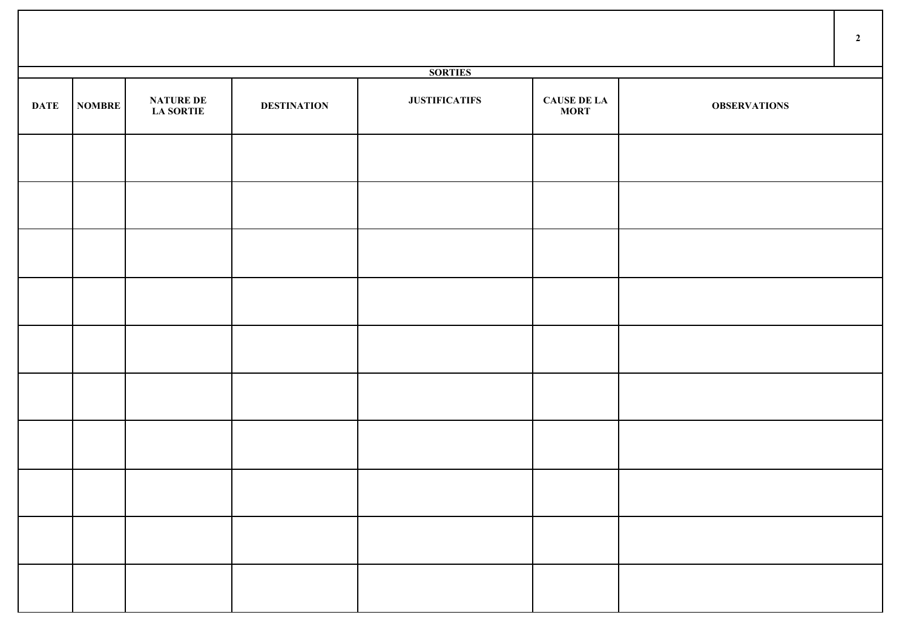## SORTIES

| DATE | NOMBRE | NATURE DE LA SORTIE | DESTINATION | JUSTIFICATIFS | CAUSE DE LA MORT | OBSERVATIONS |
|---|---|---|---|---|---|---|
| | | | | | | |
| | | | | | | |
| | | | | | | |
| | | | | | | |
| | | | | | | |
| | | | | | | |
| | | | | | | |
| | | | | | | |
| | | | | | | |
| | | | | | | |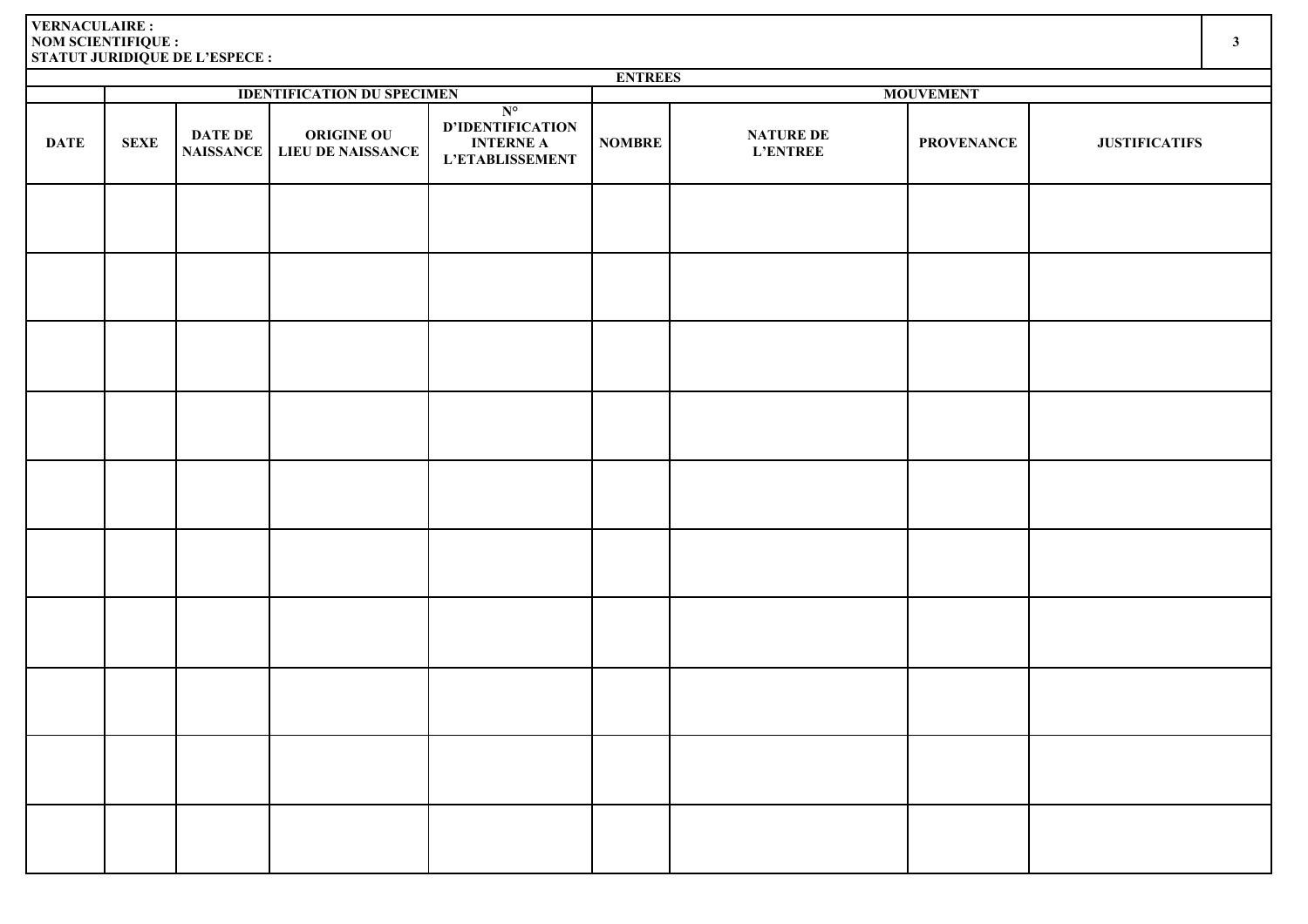**VERNACULAIRE :**
**NOM SCIENTIFIQUE :**
**STATUT JURIDIQUE DE L'ESPECE :**

| ENTREES | | | | | | | | |
|---|---|---|---|---|---|---|---|---|
| | IDENTIFICATION DU SPECIMEN | | | | MOUVEMENT | | | |
| DATE | SEXE | DATE DE NAISSANCE | ORIGINE OU LIEU DE NAISSANCE | N° D'IDENTIFICATION INTERNE A L'ETABLISSEMENT | NOMBRE | NATURE DE L'ENTREE | PROVENANCE | JUSTIFICATIFS |
| | | | | | | | | |
| | | | | | | | | |
| | | | | | | | | |
| | | | | | | | | |
| | | | | | | | | |
| | | | | | | | | |
| | | | | | | | | |
| | | | | | | | | |
| | | | | | | | | |
| | | | | | | | | |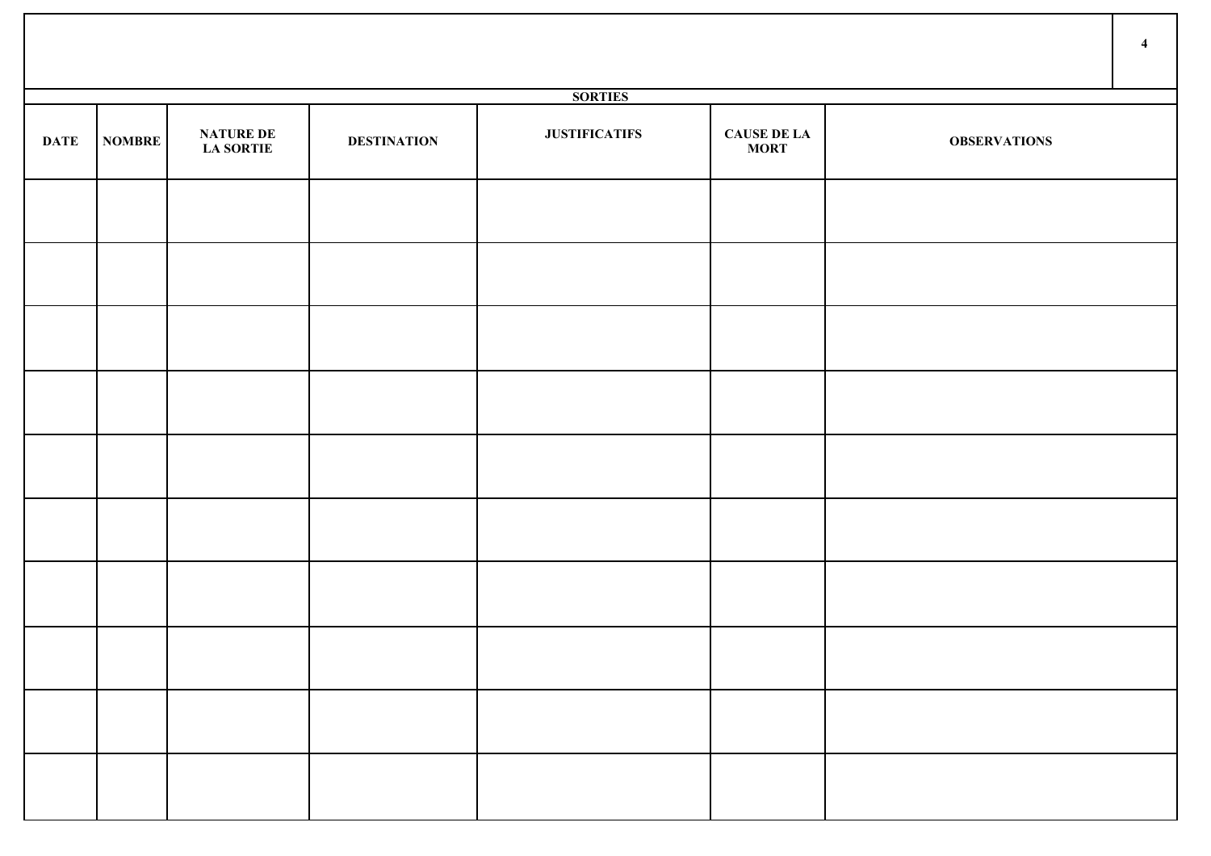## SORTIES

| DATE | NOMBRE | NATURE DE LA SORTIE | DESTINATION | JUSTIFICATIFS | CAUSE DE LA MORT | OBSERVATIONS |
|---|---|---|---|---|---|---|
| | | | | | | |
| | | | | | | |
| | | | | | | |
| | | | | | | |
| | | | | | | |
| | | | | | | |
| | | | | | | |
| | | | | | | |
| | | | | | | |
| | | | | | | |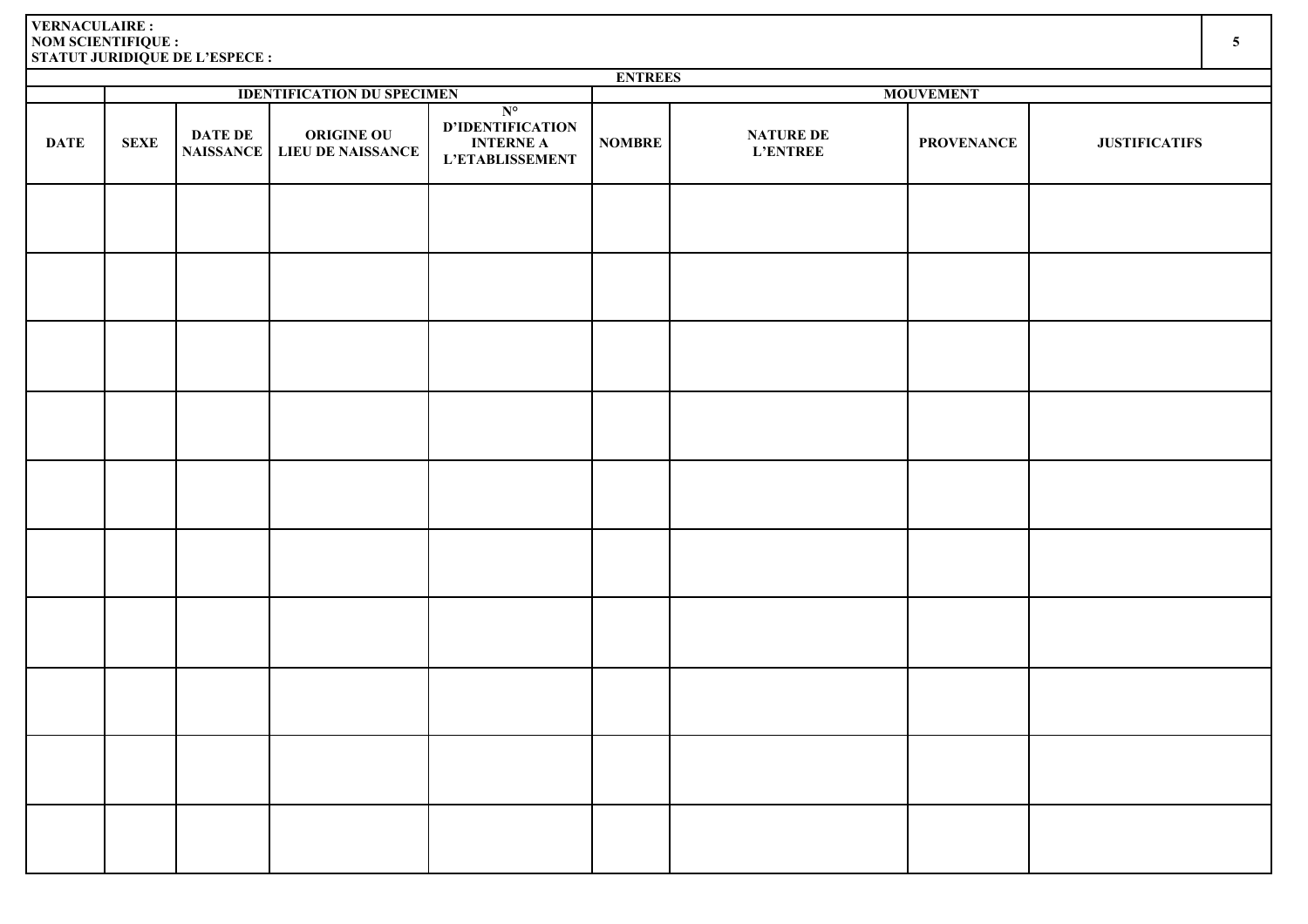**VERNACULAIRE :**
**NOM SCIENTIFIQUE :**
**STATUT JURIDIQUE DE L'ESPECE :**

| ENTREES | | | | | | | | |
|---|---|---|---|---|---|---|---|---|
| | IDENTIFICATION DU SPECIMEN | | | | MOUVEMENT | | | |
| DATE | SEXE | DATE DE NAISSANCE | ORIGINE OU LIEU DE NAISSANCE | N° D'IDENTIFICATION INTERNE A L'ETABLISSEMENT | NOMBRE | NATURE DE L'ENTREE | PROVENANCE | JUSTIFICATIFS |
| | | | | | | | | |
| | | | | | | | | |
| | | | | | | | | |
| | | | | | | | | |
| | | | | | | | | |
| | | | | | | | | |
| | | | | | | | | |
| | | | | | | | | |
| | | | | | | | | |
| | | | | | | | | |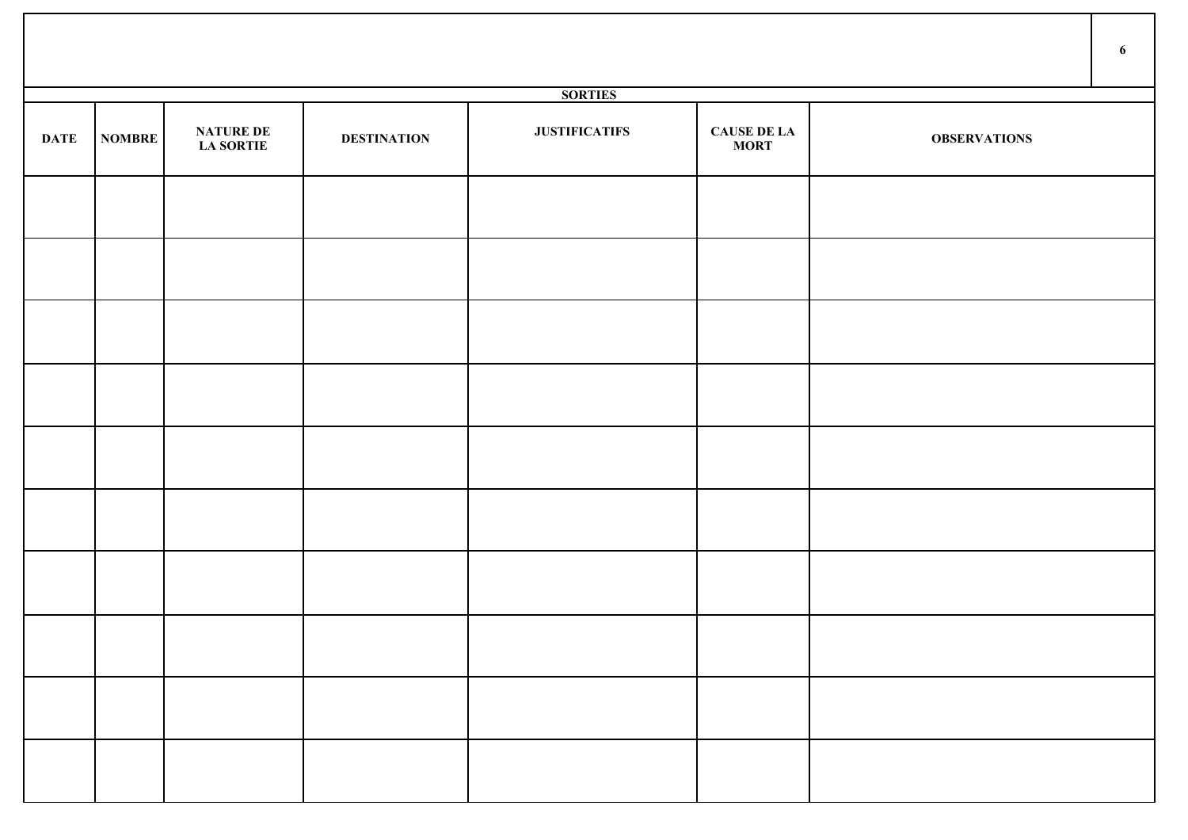## SORTIES

| DATE | NOMBRE | NATURE DE LA SORTIE | DESTINATION | JUSTIFICATIFS | CAUSE DE LA MORT | OBSERVATIONS |
|---|---|---|---|---|---|---|
| | | | | | | |
| | | | | | | |
| | | | | | | |
| | | | | | | |
| | | | | | | |
| | | | | | | |
| | | | | | | |
| | | | | | | |
| | | | | | | |
| | | | | | | |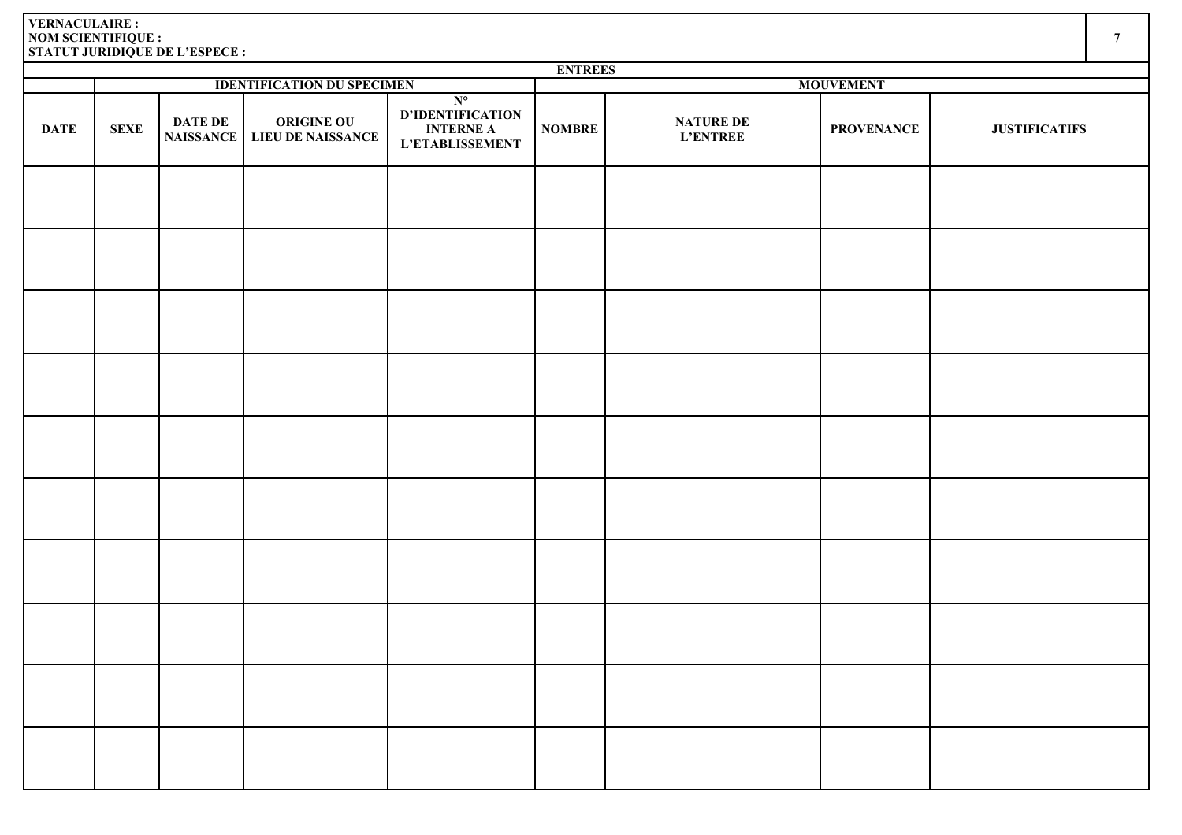**VERNACULAIRE :**
**NOM SCIENTIFIQUE :**
**STATUT JURIDIQUE DE L'ESPECE :**

| ENTREES | | | | | | | | |
|---|---|---|---|---|---|---|---|---|
| | IDENTIFICATION DU SPECIMEN | | | | MOUVEMENT | | | |
| DATE | SEXE | DATE DE NAISSANCE | ORIGINE OU LIEU DE NAISSANCE | N° D'IDENTIFICATION INTERNE A L'ETABLISSEMENT | NOMBRE | NATURE DE L'ENTREE | PROVENANCE | JUSTIFICATIFS |
| | | | | | | | | |
| | | | | | | | | |
| | | | | | | | | |
| | | | | | | | | |
| | | | | | | | | |
| | | | | | | | | |
| | | | | | | | | |
| | | | | | | | | |
| | | | | | | | | |
| | | | | | | | | |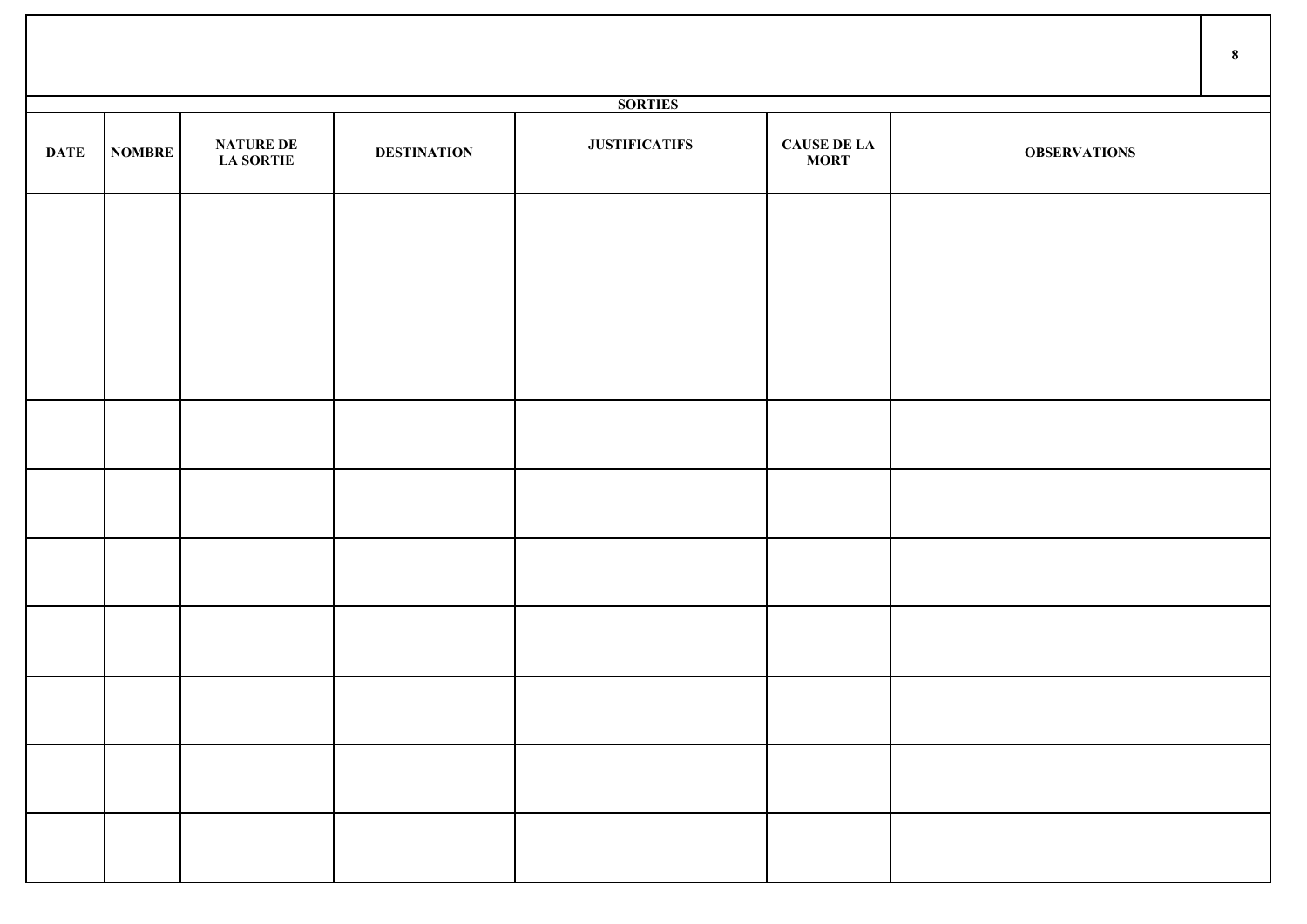| SORTIES | | | | | | |
|---|---|---|---|---|---|---|
| DATE | NOMBRE | NATURE DE LA SORTIE | DESTINATION | JUSTIFICATIFS | CAUSE DE LA MORT | OBSERVATIONS |
| | | | | | | |
| | | | | | | |
| | | | | | | |
| | | | | | | |
| | | | | | | |
| | | | | | | |
| | | | | | | |
| | | | | | | |
| | | | | | | |
| | | | | | | |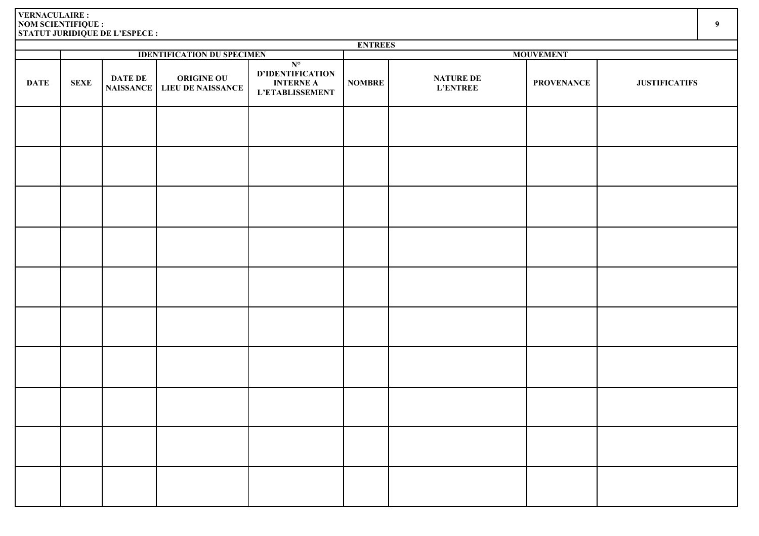**VERNACULAIRE :**
**NOM SCIENTIFIQUE :**
**STATUT JURIDIQUE DE L'ESPECE :**

| ENTREES | | | | | | | | |
|---|---|---|---|---|---|---|---|---|
| | IDENTIFICATION DU SPECIMEN | | | | MOUVEMENT | | | |
| DATE | SEXE | DATE DE NAISSANCE | ORIGINE OU LIEU DE NAISSANCE | N° D'IDENTIFICATION INTERNE A L'ETABLISSEMENT | NOMBRE | NATURE DE L'ENTREE | PROVENANCE | JUSTIFICATIFS |
| | | | | | | | | |
| | | | | | | | | |
| | | | | | | | | |
| | | | | | | | | |
| | | | | | | | | |
| | | | | | | | | |
| | | | | | | | | |
| | | | | | | | | |
| | | | | | | | | |
| | | | | | | | | |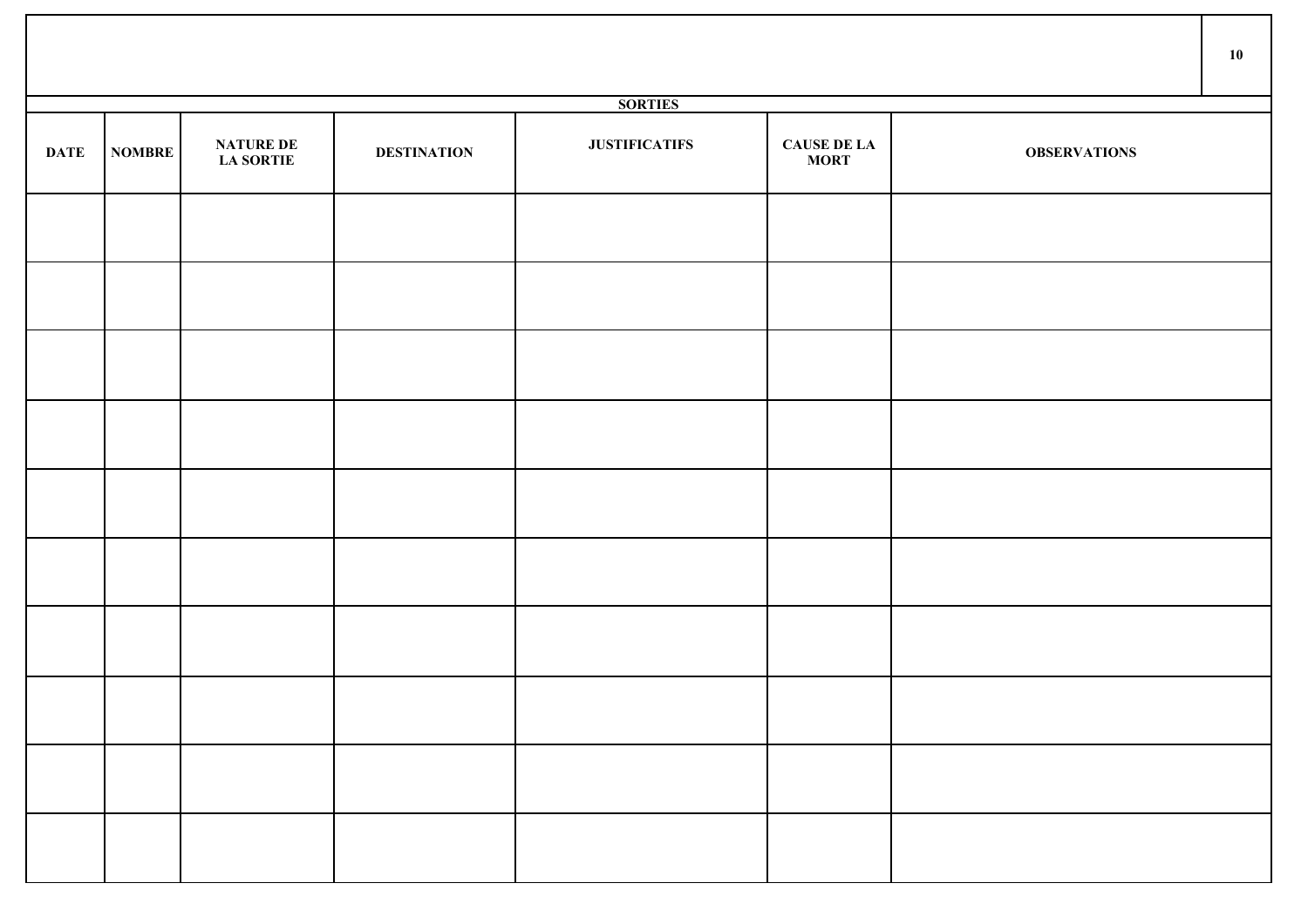| SORTIES | | | | | | |
|---|---|---|---|---|---|---|
| DATE | NOMBRE | NATURE DE LA SORTIE | DESTINATION | JUSTIFICATIFS | CAUSE DE LA MORT | OBSERVATIONS |
| | | | | | | |
| | | | | | | |
| | | | | | | |
| | | | | | | |
| | | | | | | |
| | | | | | | |
| | | | | | | |
| | | | | | | |
| | | | | | | |
| | | | | | | |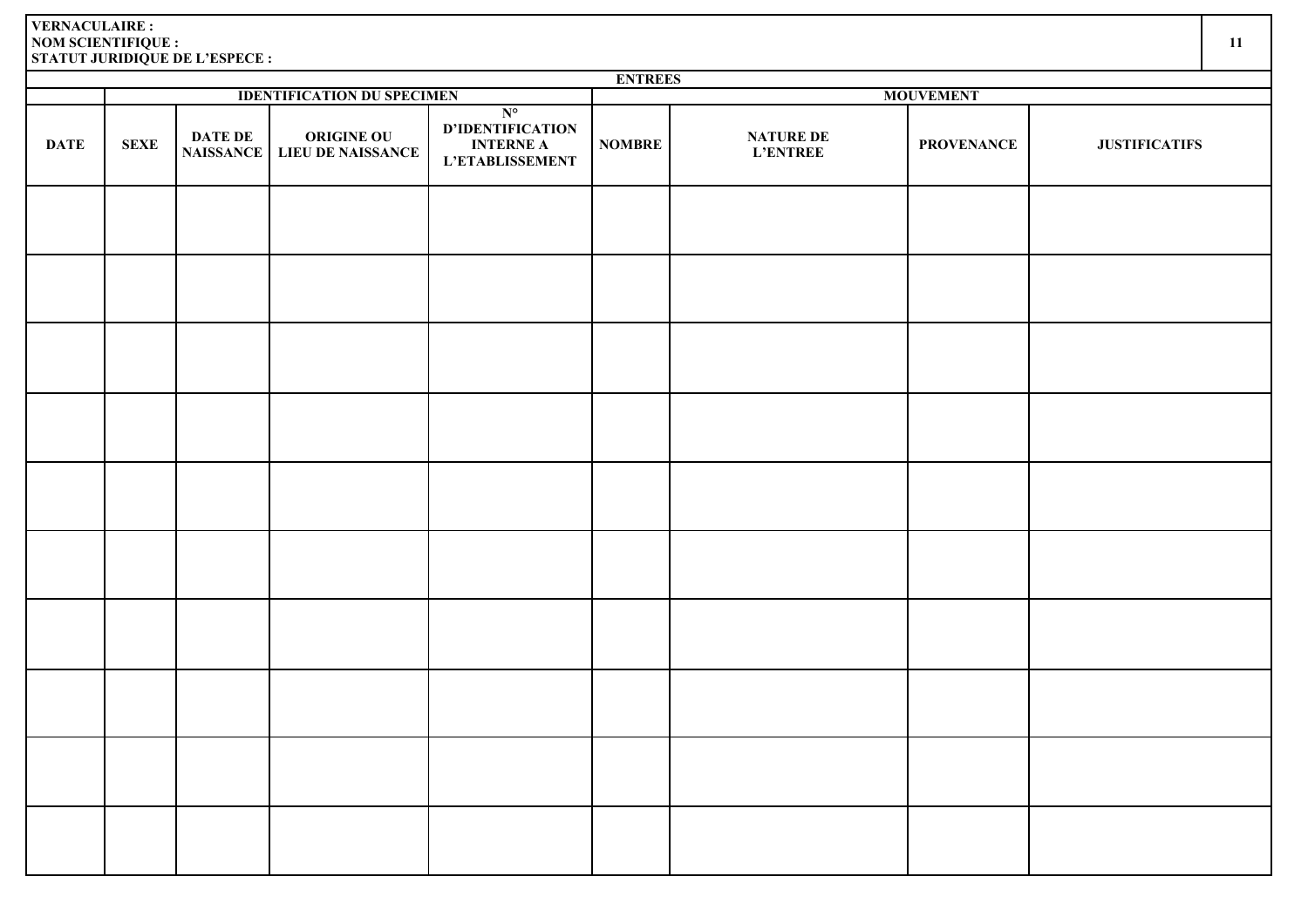**VERNACULAIRE :**
**NOM SCIENTIFIQUE :**
**STATUT JURIDIQUE DE L'ESPECE :**

| ENTREES | | | | | | | | |
|---|---|---|---|---|---|---|---|---|
| | IDENTIFICATION DU SPECIMEN | | | | MOUVEMENT | | | |
| DATE | SEXE | DATE DE NAISSANCE | ORIGINE OU LIEU DE NAISSANCE | N° D'IDENTIFICATION INTERNE A L'ETABLISSEMENT | NOMBRE | NATURE DE L'ENTREE | PROVENANCE | JUSTIFICATIFS |
| | | | | | | | | |
| | | | | | | | | |
| | | | | | | | | |
| | | | | | | | | |
| | | | | | | | | |
| | | | | | | | | |
| | | | | | | | | |
| | | | | | | | | |
| | | | | | | | | |
| | | | | | | | | |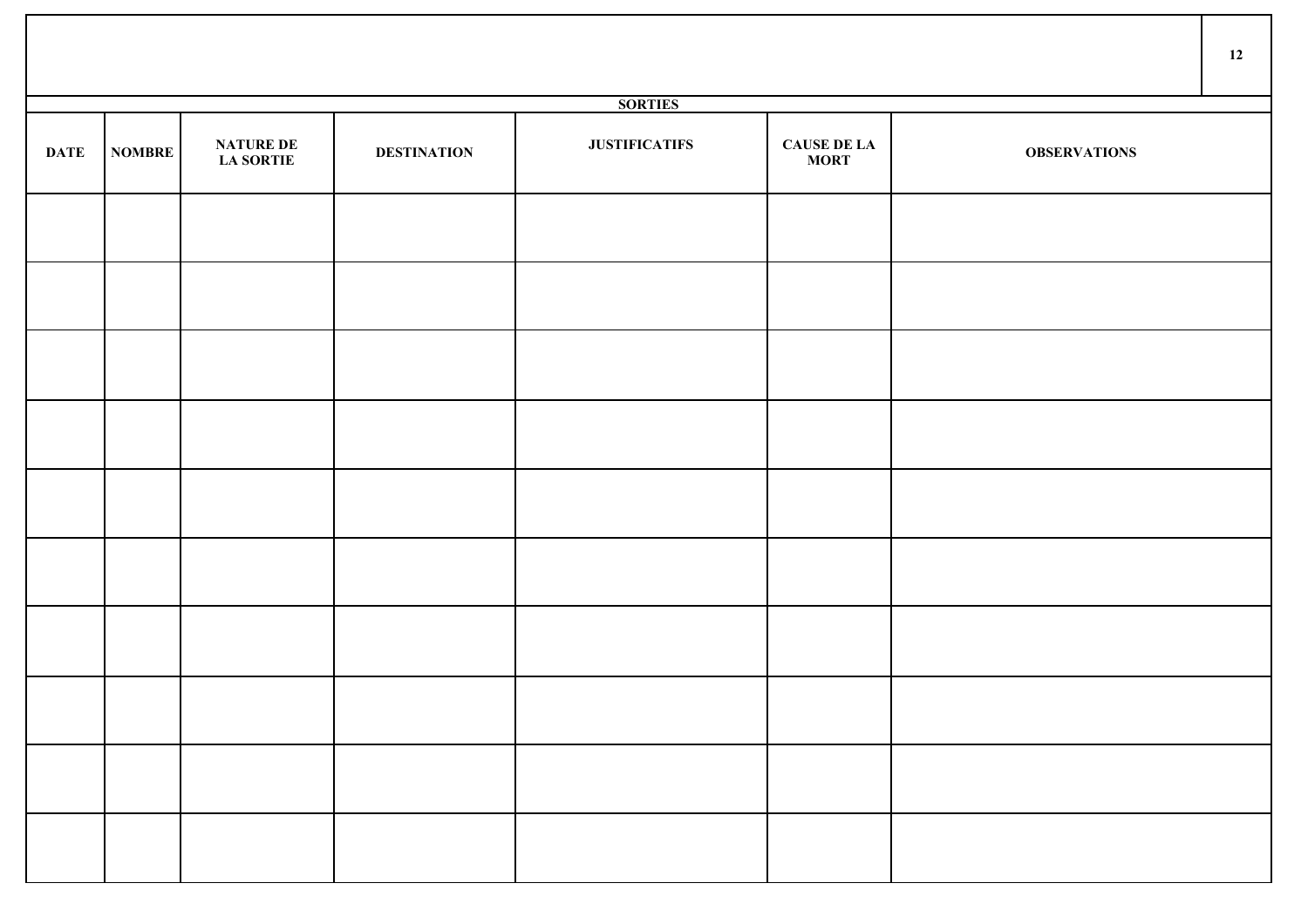| SORTIES | | | | | | |
|---|---|---|---|---|---|---|
| DATE | NOMBRE | NATURE DE LA SORTIE | DESTINATION | JUSTIFICATIFS | CAUSE DE LA MORT | OBSERVATIONS |
| | | | | | | |
| | | | | | | |
| | | | | | | |
| | | | | | | |
| | | | | | | |
| | | | | | | |
| | | | | | | |
| | | | | | | |
| | | | | | | |
| | | | | | | |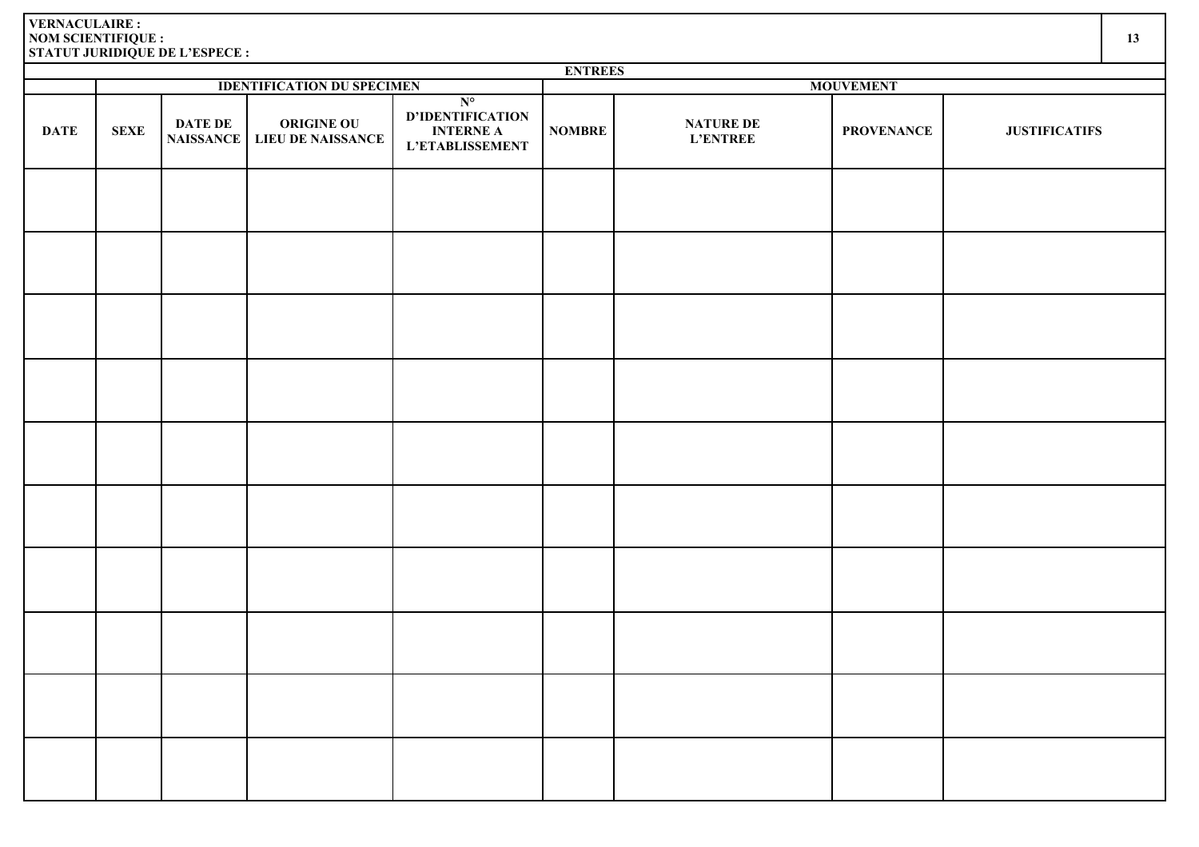**VERNACULAIRE :**
**NOM SCIENTIFIQUE :**
**STATUT JURIDIQUE DE L'ESPECE :**

| ENTREES | | | | | | | | |
|---|---|---|---|---|---|---|---|---|
| | IDENTIFICATION DU SPECIMEN | | | | MOUVEMENT | | | |
| DATE | SEXE | DATE DE NAISSANCE | ORIGINE OU LIEU DE NAISSANCE | N° D'IDENTIFICATION INTERNE A L'ETABLISSEMENT | NOMBRE | NATURE DE L'ENTREE | PROVENANCE | JUSTIFICATIFS |
| | | | | | | | | |
| | | | | | | | | |
| | | | | | | | | |
| | | | | | | | | |
| | | | | | | | | |
| | | | | | | | | |
| | | | | | | | | |
| | | | | | | | | |
| | | | | | | | | |
| | | | | | | | | |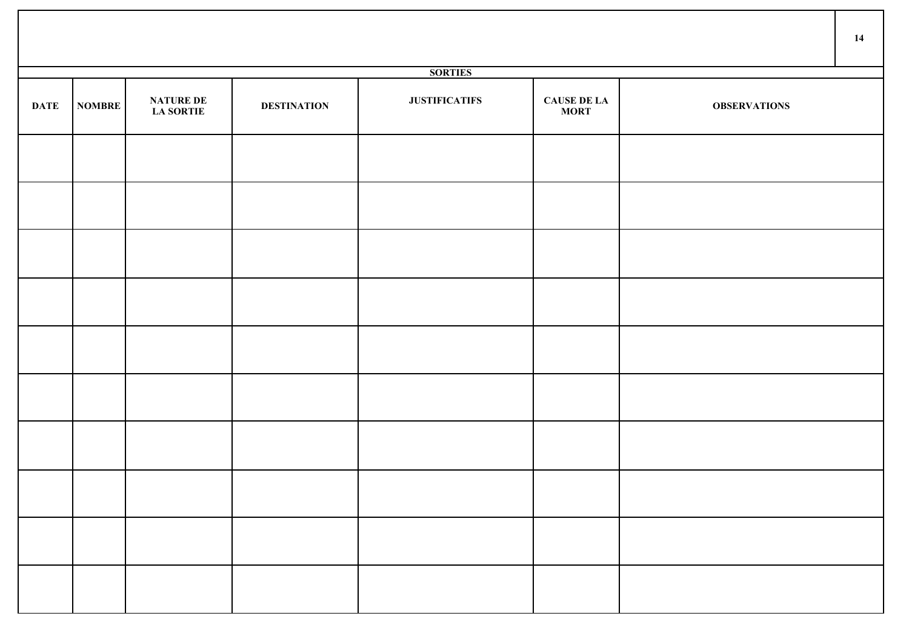| SORTIES | | | | | | |
|---|---|---|---|---|---|---|
| DATE | NOMBRE | NATURE DE LA SORTIE | DESTINATION | JUSTIFICATIFS | CAUSE DE LA MORT | OBSERVATIONS |
| | | | | | | |
| | | | | | | |
| | | | | | | |
| | | | | | | |
| | | | | | | |
| | | | | | | |
| | | | | | | |
| | | | | | | |
| | | | | | | |
| | | | | | | |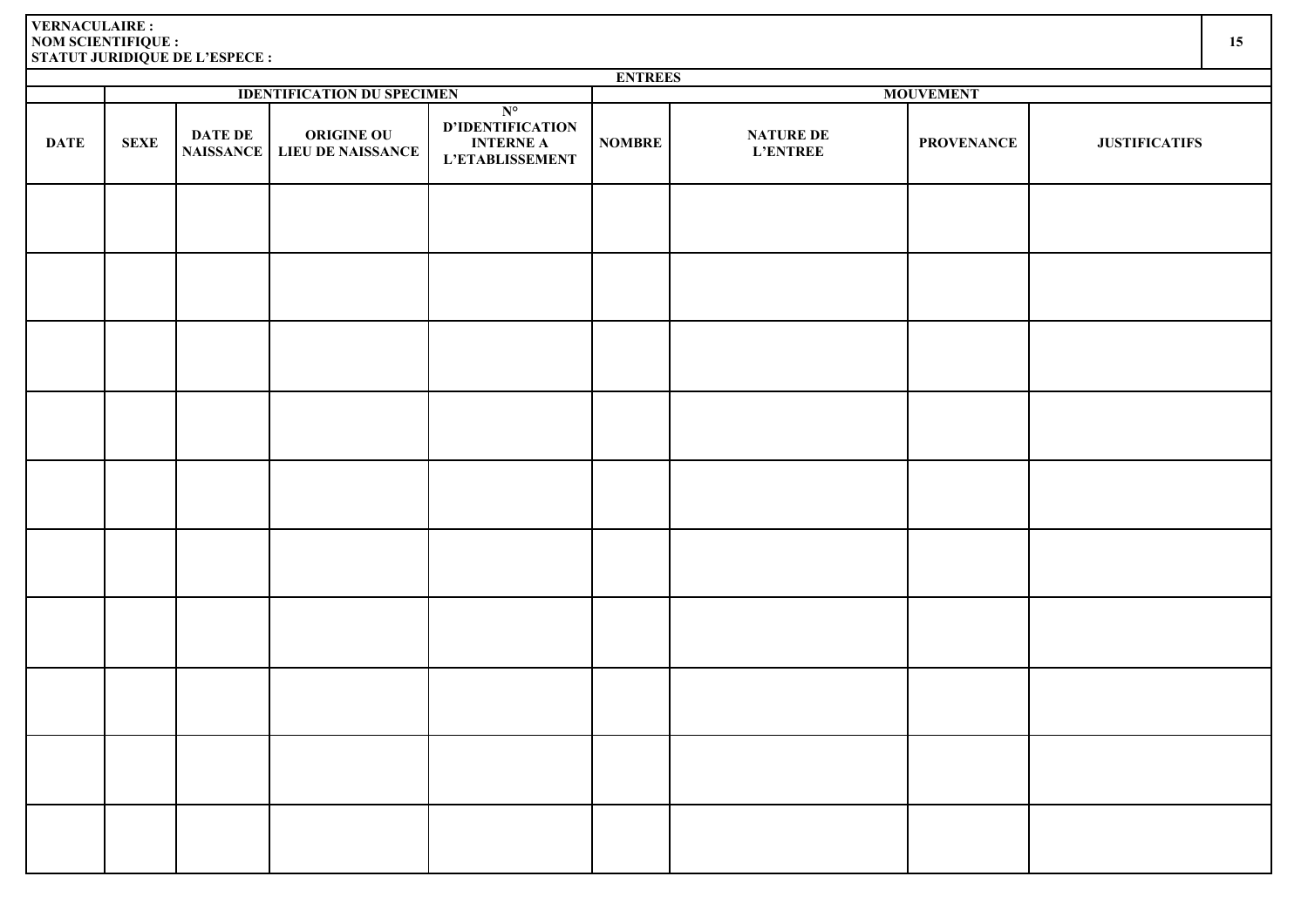**VERNACULAIRE :**
**NOM SCIENTIFIQUE :**
**STATUT JURIDIQUE DE L'ESPECE :**

| ENTREES | | | | | | | | |
|---|---|---|---|---|---|---|---|---|
| | IDENTIFICATION DU SPECIMEN | | | | MOUVEMENT | | | |
| DATE | SEXE | DATE DE NAISSANCE | ORIGINE OU LIEU DE NAISSANCE | N° D'IDENTIFICATION INTERNE A L'ETABLISSEMENT | NOMBRE | NATURE DE L'ENTREE | PROVENANCE | JUSTIFICATIFS |
| | | | | | | | | |
| | | | | | | | | |
| | | | | | | | | |
| | | | | | | | | |
| | | | | | | | | |
| | | | | | | | | |
| | | | | | | | | |
| | | | | | | | | |
| | | | | | | | | |
| | | | | | | | | |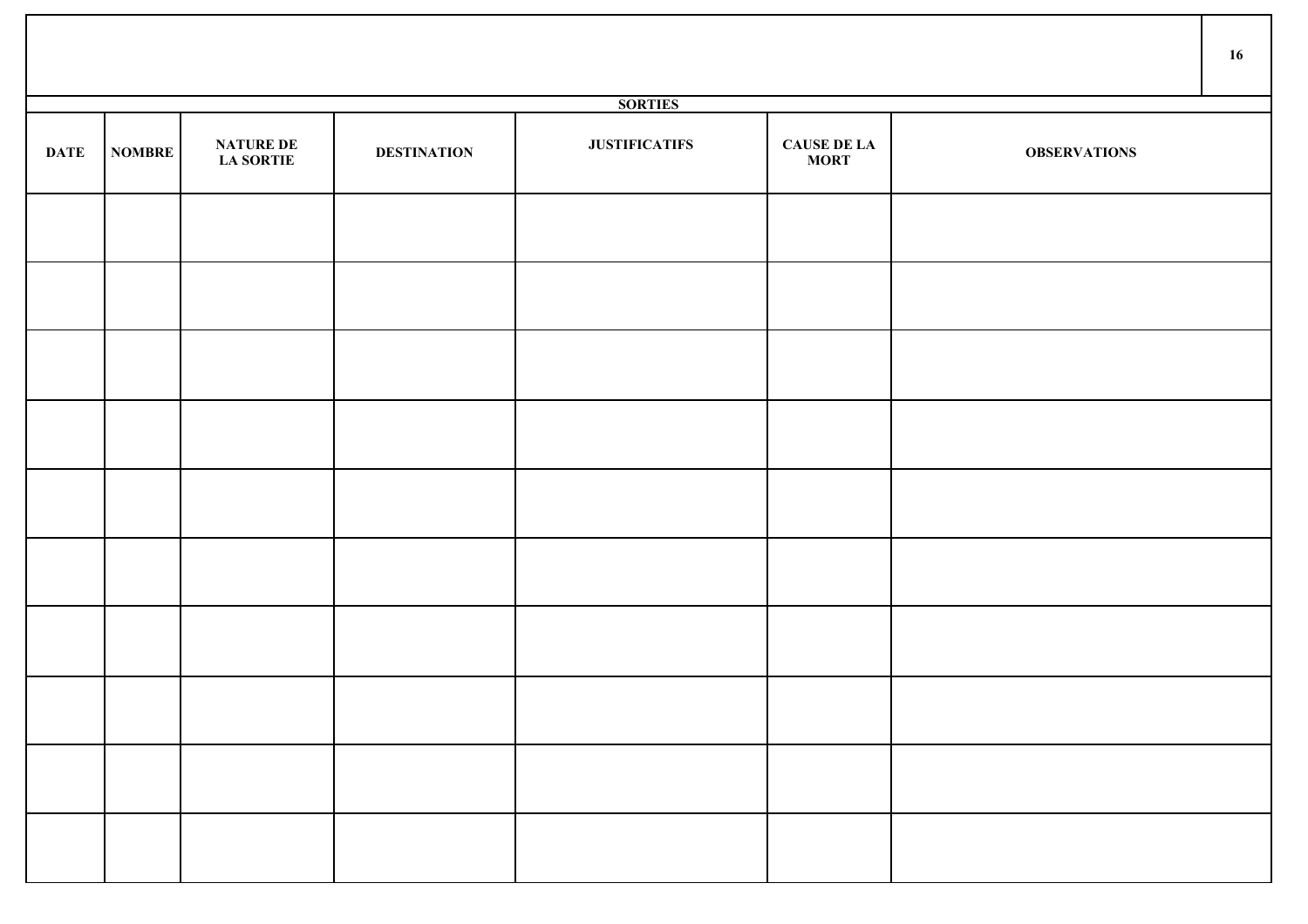| SORTIES | | | | | | |
|---|---|---|---|---|---|---|
| DATE | NOMBRE | NATURE DE LA SORTIE | DESTINATION | JUSTIFICATIFS | CAUSE DE LA MORT | OBSERVATIONS |
| | | | | | | |
| | | | | | | |
| | | | | | | |
| | | | | | | |
| | | | | | | |
| | | | | | | |
| | | | | | | |
| | | | | | | |
| | | | | | | |
| | | | | | | |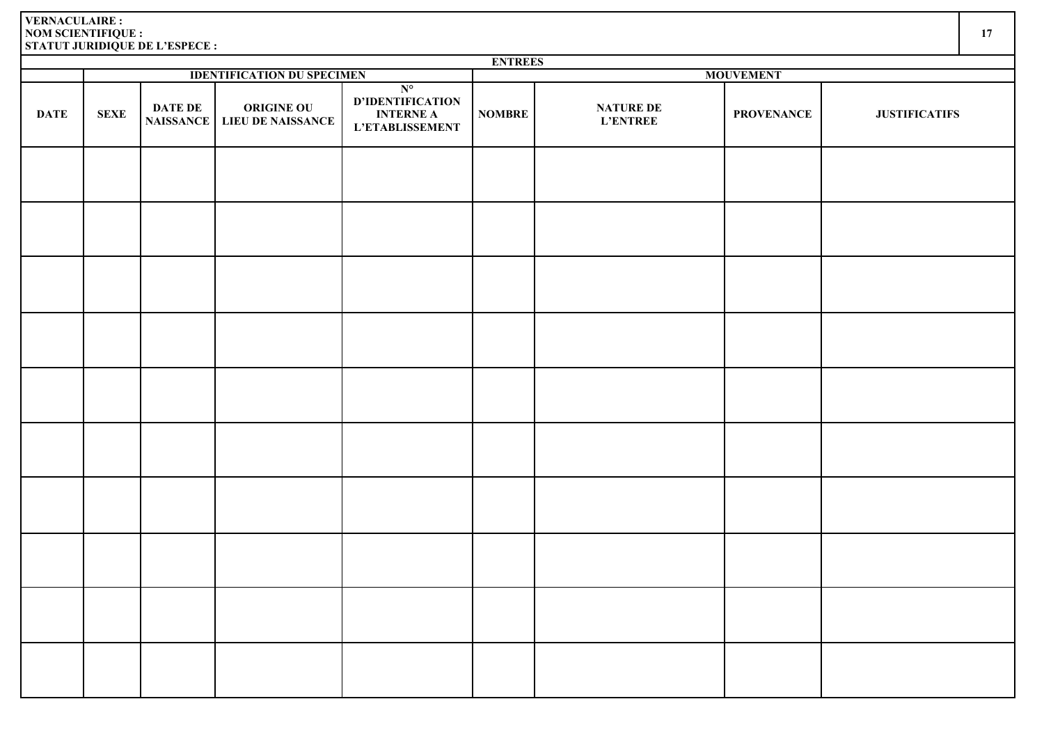**VERNACULAIRE :**
**NOM SCIENTIFIQUE :**
**STATUT JURIDIQUE DE L'ESPECE :**

| ENTREES | | | | | | | | |
|---|---|---|---|---|---|---|---|---|
| | IDENTIFICATION DU SPECIMEN | | | | MOUVEMENT | | | |
| DATE | SEXE | DATE DE NAISSANCE | ORIGINE OU LIEU DE NAISSANCE | N° D'IDENTIFICATION INTERNE A L'ETABLISSEMENT | NOMBRE | NATURE DE L'ENTREE | PROVENANCE | JUSTIFICATIFS |
| | | | | | | | | |
| | | | | | | | | |
| | | | | | | | | |
| | | | | | | | | |
| | | | | | | | | |
| | | | | | | | | |
| | | | | | | | | |
| | | | | | | | | |
| | | | | | | | | |
| | | | | | | | | |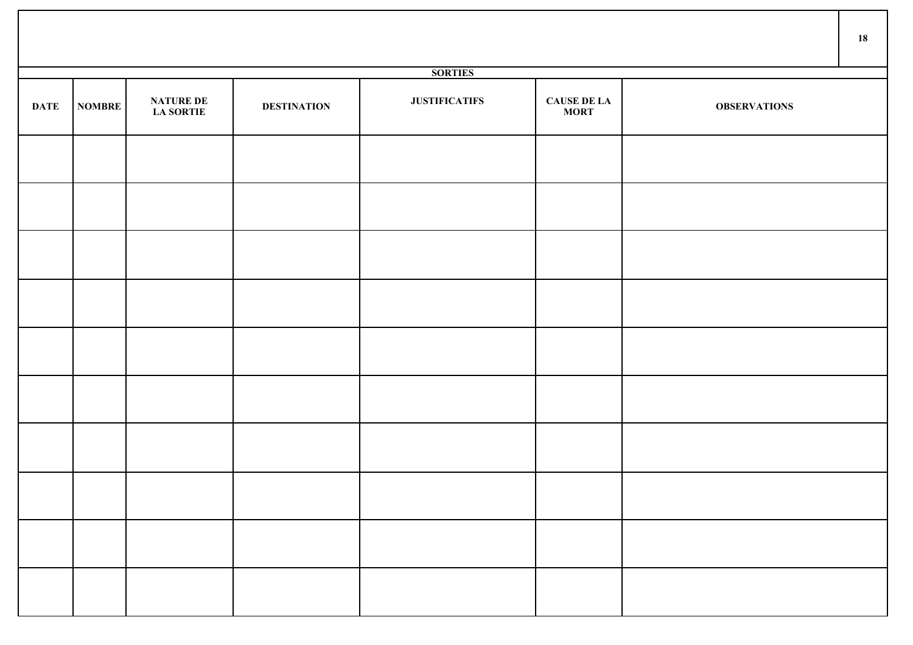| SORTIES | | | | | | |
|---|---|---|---|---|---|---|
| **DATE** | **NOMBRE** | **NATURE DE LA SORTIE** | **DESTINATION** | **JUSTIFICATIFS** | **CAUSE DE LA MORT** | **OBSERVATIONS** |
| | | | | | | |
| | | | | | | |
| | | | | | | |
| | | | | | | |
| | | | | | | |
| | | | | | | |
| | | | | | | |
| | | | | | | |
| | | | | | | |
| | | | | | | |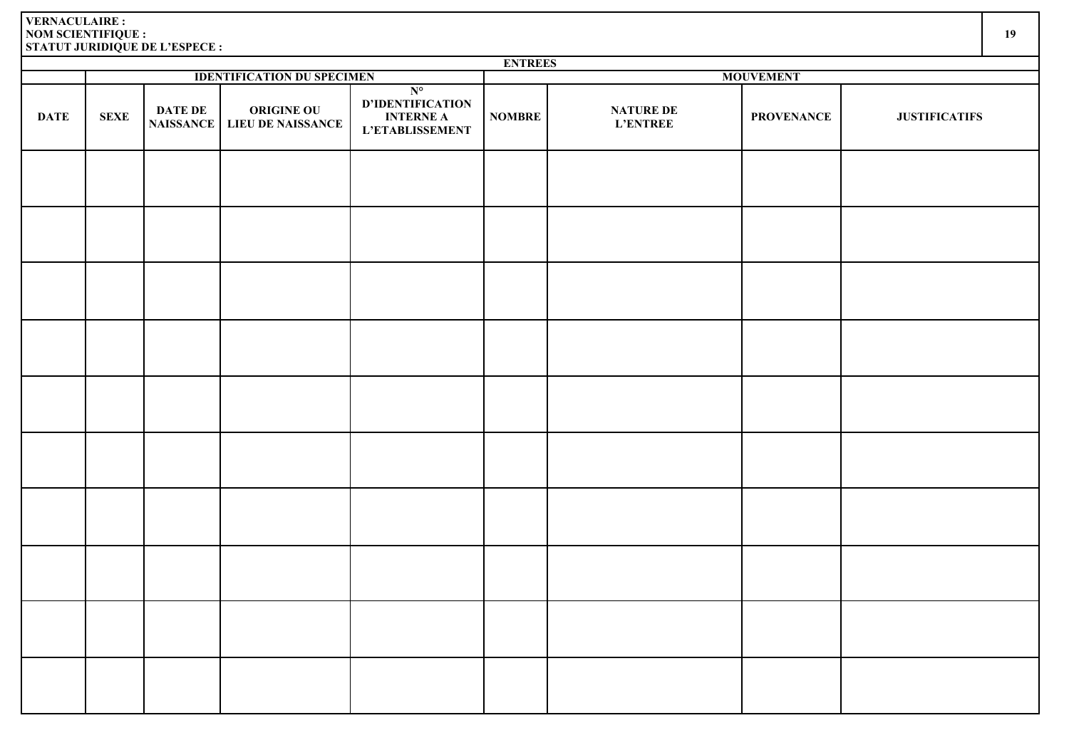**VERNACULAIRE :**
**NOM SCIENTIFIQUE :**
**STATUT JURIDIQUE DE L'ESPECE :**

| ENTREES | | | | | | | | |
|---|---|---|---|---|---|---|---|---|
| | IDENTIFICATION DU SPECIMEN | | | | MOUVEMENT | | | |
| DATE | SEXE | DATE DE NAISSANCE | ORIGINE OU LIEU DE NAISSANCE | N° D'IDENTIFICATION INTERNE A L'ETABLISSEMENT | NOMBRE | NATURE DE L'ENTREE | PROVENANCE | JUSTIFICATIFS |
| | | | | | | | | |
| | | | | | | | | |
| | | | | | | | | |
| | | | | | | | | |
| | | | | | | | | |
| | | | | | | | | |
| | | | | | | | | |
| | | | | | | | | |
| | | | | | | | | |
| | | | | | | | | |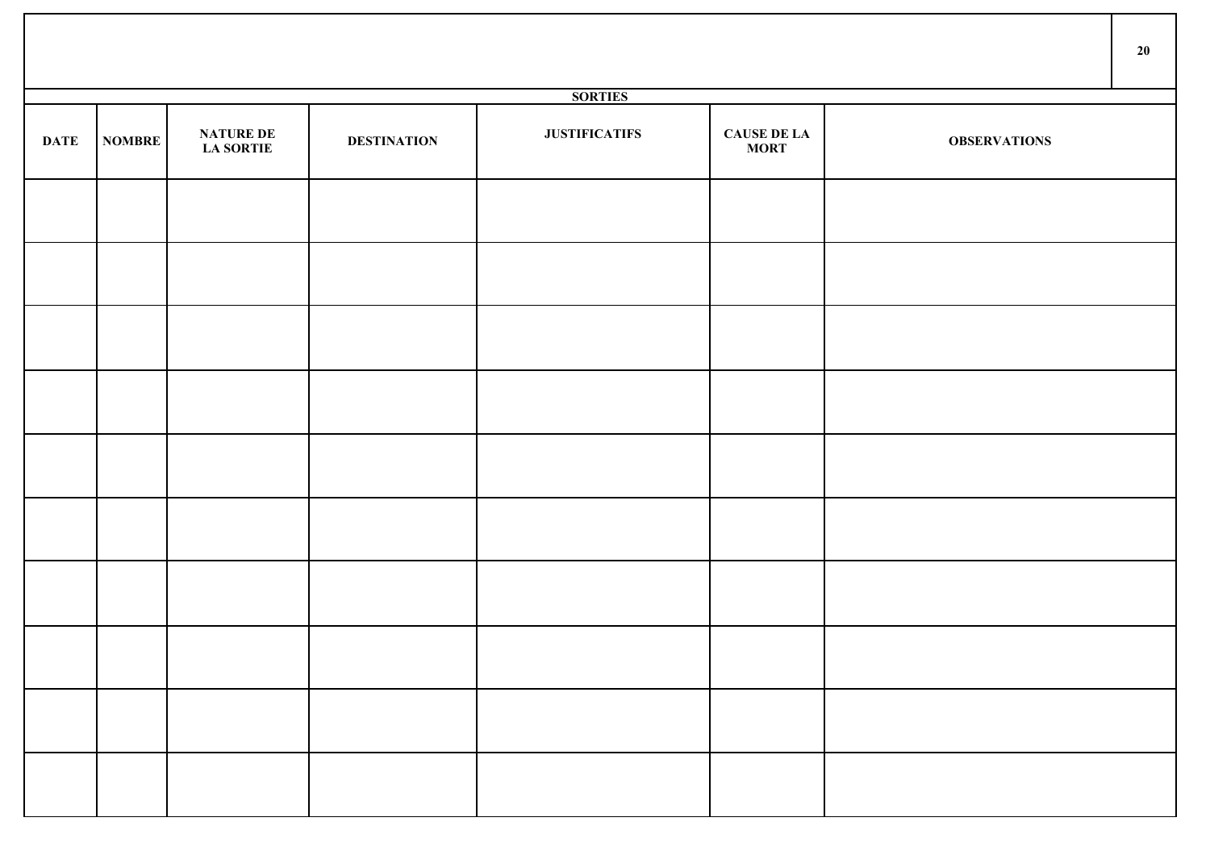| SORTIES | | | | | | |
|---|---|---|---|---|---|---|
| DATE | NOMBRE | NATURE DE LA SORTIE | DESTINATION | JUSTIFICATIFS | CAUSE DE LA MORT | OBSERVATIONS |
| | | | | | | |
| | | | | | | |
| | | | | | | |
| | | | | | | |
| | | | | | | |
| | | | | | | |
| | | | | | | |
| | | | | | | |
| | | | | | | |
| | | | | | | |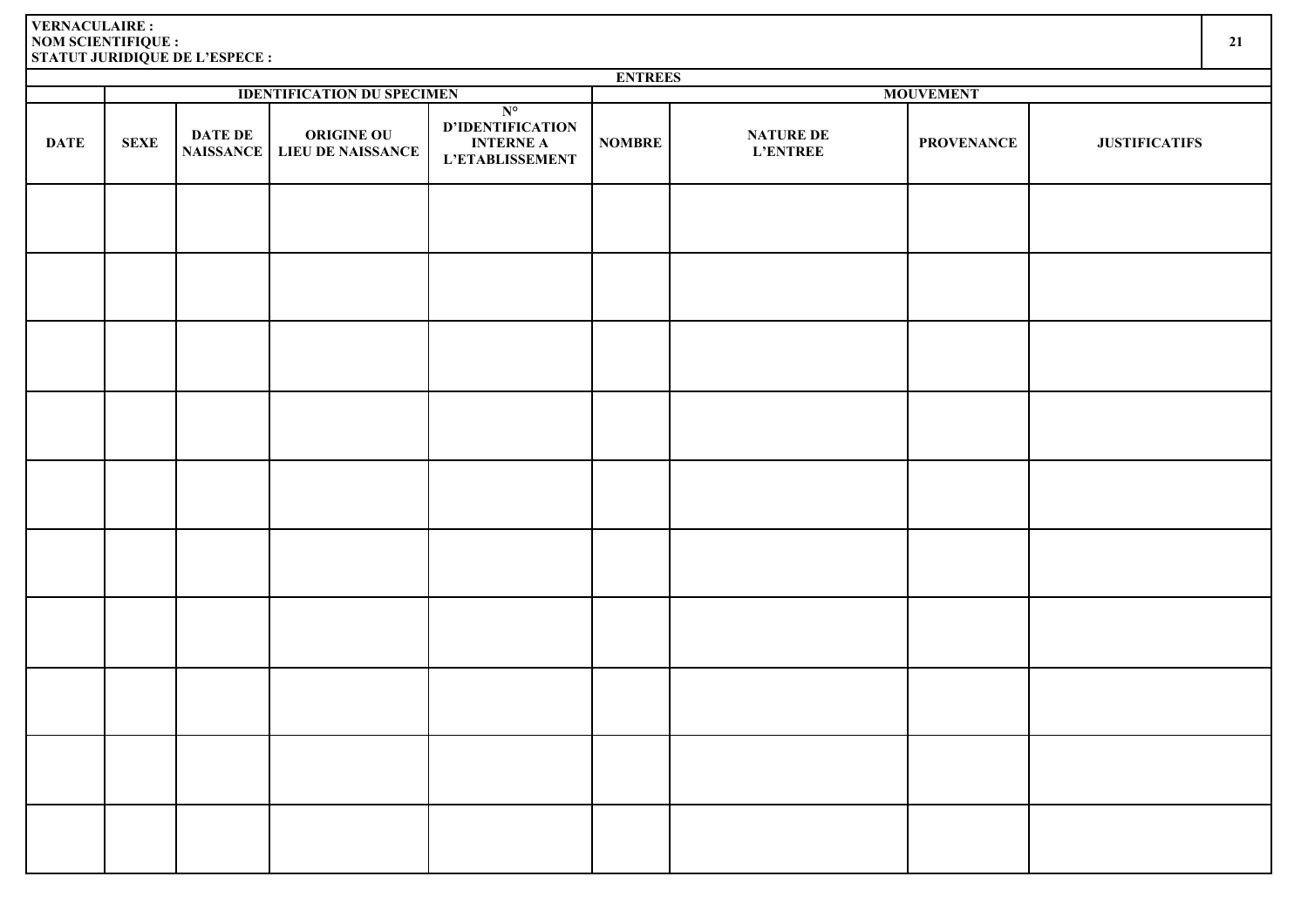**VERNACULAIRE :**
**NOM SCIENTIFIQUE :**
**STATUT JURIDIQUE DE L'ESPECE :**

| ENTREES | | | | | | | | |
|---|---|---|---|---|---|---|---|---|
| | IDENTIFICATION DU SPECIMEN | | | | MOUVEMENT | | | |
| DATE | SEXE | DATE DE NAISSANCE | ORIGINE OU LIEU DE NAISSANCE | N° D'IDENTIFICATION INTERNE A L'ETABLISSEMENT | NOMBRE | NATURE DE L'ENTREE | PROVENANCE | JUSTIFICATIFS |
| | | | | | | | | |
| | | | | | | | | |
| | | | | | | | | |
| | | | | | | | | |
| | | | | | | | | |
| | | | | | | | | |
| | | | | | | | | |
| | | | | | | | | |
| | | | | | | | | |
| | | | | | | | | |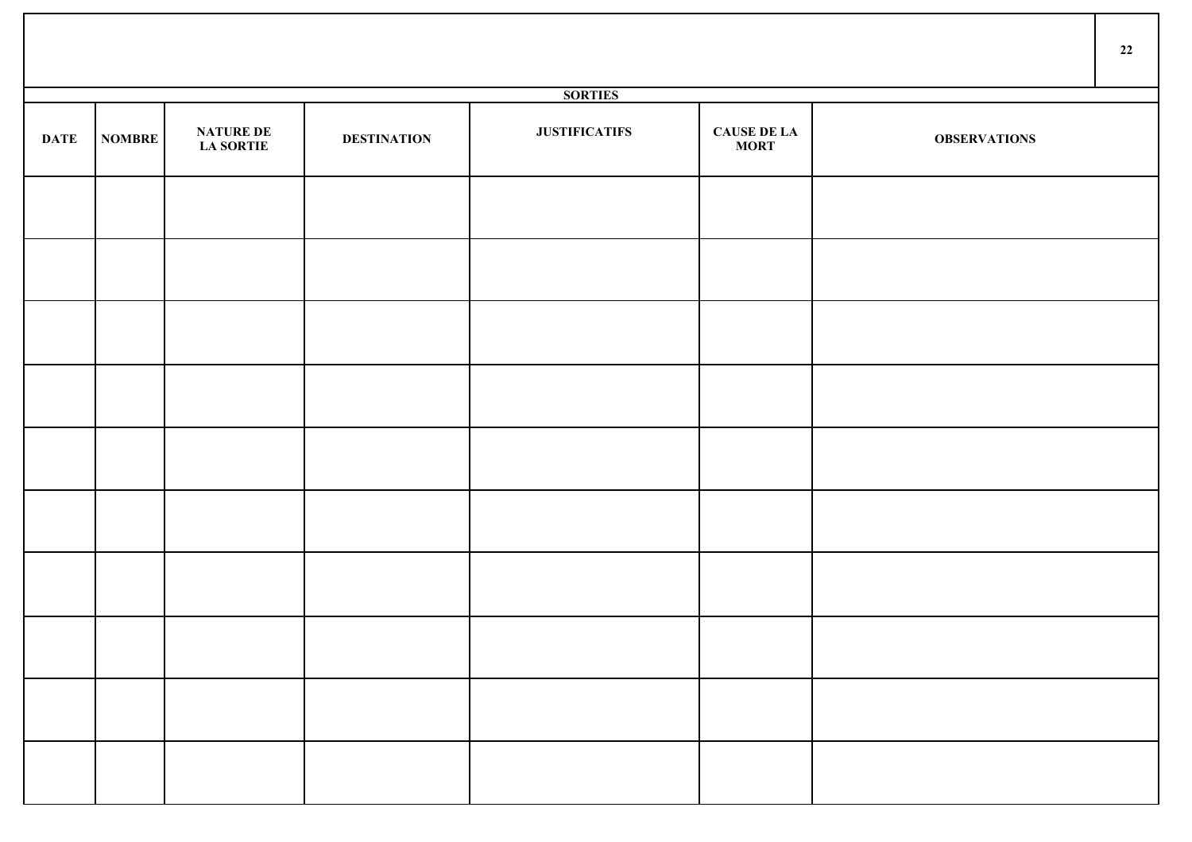| SORTIES | | | | | | |
|---|---|---|---|---|---|---|
| **DATE** | **NOMBRE** | **NATURE DE LA SORTIE** | **DESTINATION** | **JUSTIFICATIFS** | **CAUSE DE LA MORT** | **OBSERVATIONS** |
| | | | | | | |
| | | | | | | |
| | | | | | | |
| | | | | | | |
| | | | | | | |
| | | | | | | |
| | | | | | | |
| | | | | | | |
| | | | | | | |
| | | | | | | |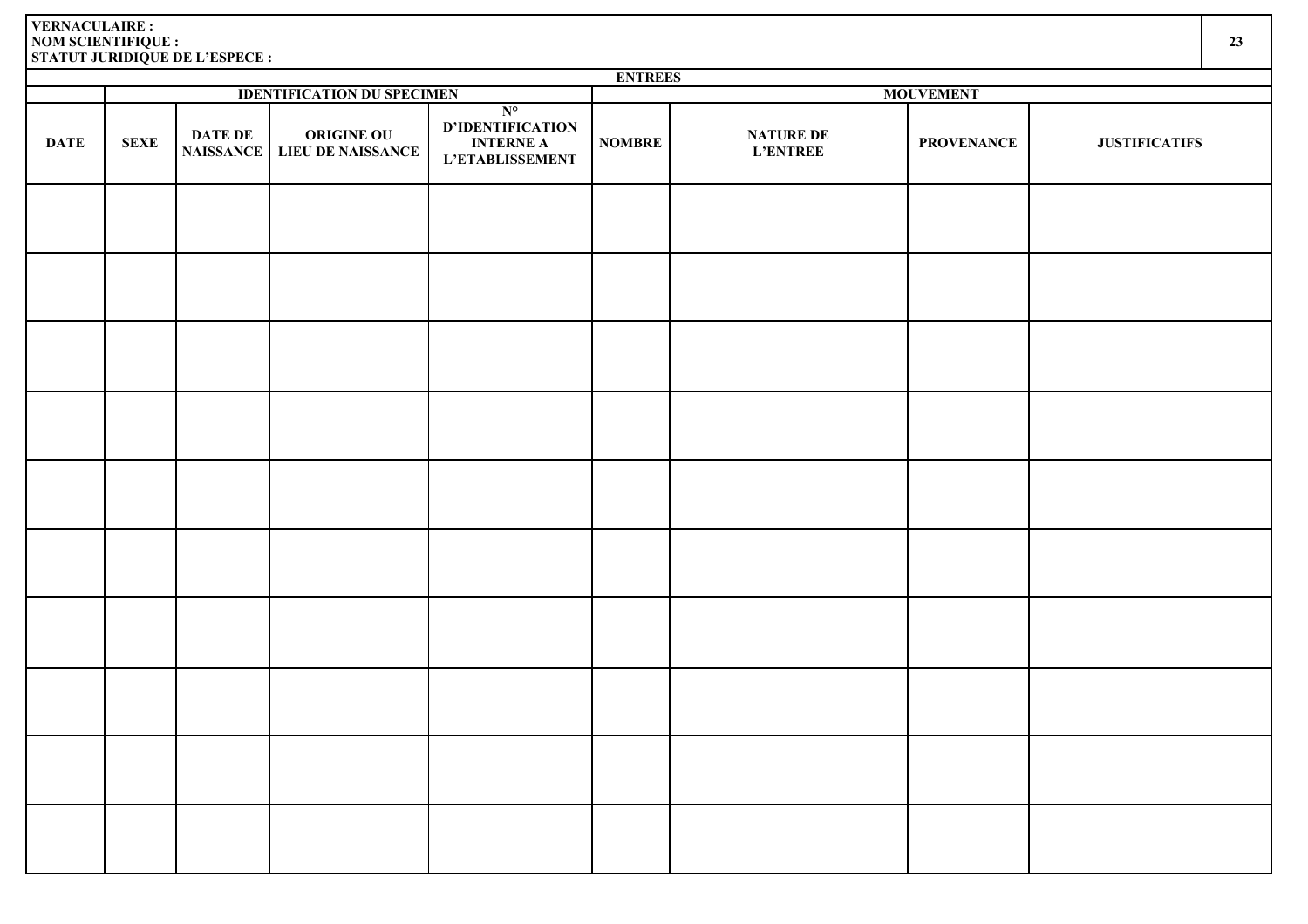**VERNACULAIRE :**
**NOM SCIENTIFIQUE :**
**STATUT JURIDIQUE DE L'ESPECE :**

| ENTREES | | | | | | | | |
|---|---|---|---|---|---|---|---|---|
| | IDENTIFICATION DU SPECIMEN | | | | MOUVEMENT | | | |
| DATE | SEXE | DATE DE NAISSANCE | ORIGINE OU LIEU DE NAISSANCE | N° D'IDENTIFICATION INTERNE A L'ETABLISSEMENT | NOMBRE | NATURE DE L'ENTREE | PROVENANCE | JUSTIFICATIFS |
| | | | | | | | | |
| | | | | | | | | |
| | | | | | | | | |
| | | | | | | | | |
| | | | | | | | | |
| | | | | | | | | |
| | | | | | | | | |
| | | | | | | | | |
| | | | | | | | | |
| | | | | | | | | |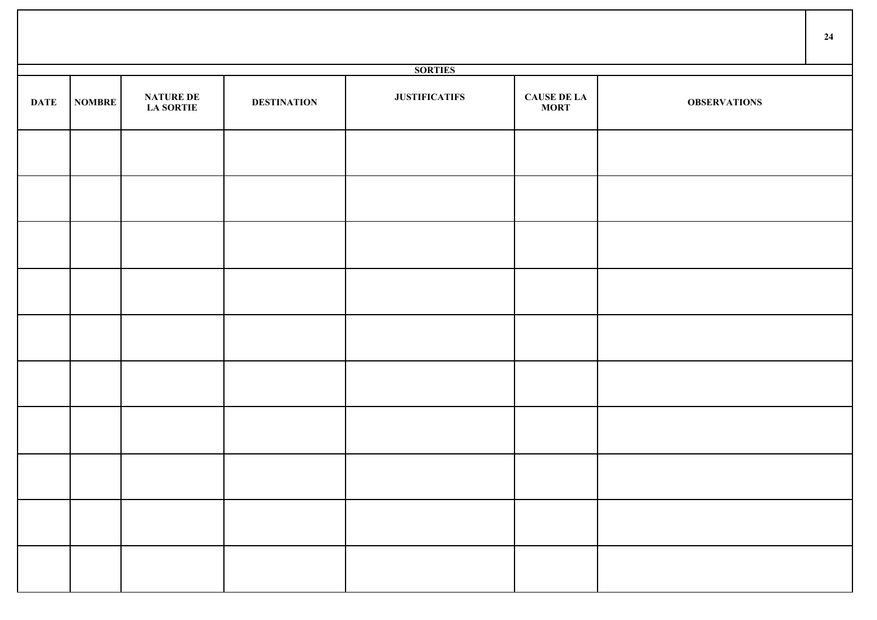| SORTIES | | | | | | |
|---|---|---|---|---|---|---|
| DATE | NOMBRE | NATURE DE LA SORTIE | DESTINATION | JUSTIFICATIFS | CAUSE DE LA MORT | OBSERVATIONS |
| | | | | | | |
| | | | | | | |
| | | | | | | |
| | | | | | | |
| | | | | | | |
| | | | | | | |
| | | | | | | |
| | | | | | | |
| | | | | | | |
| | | | | | | |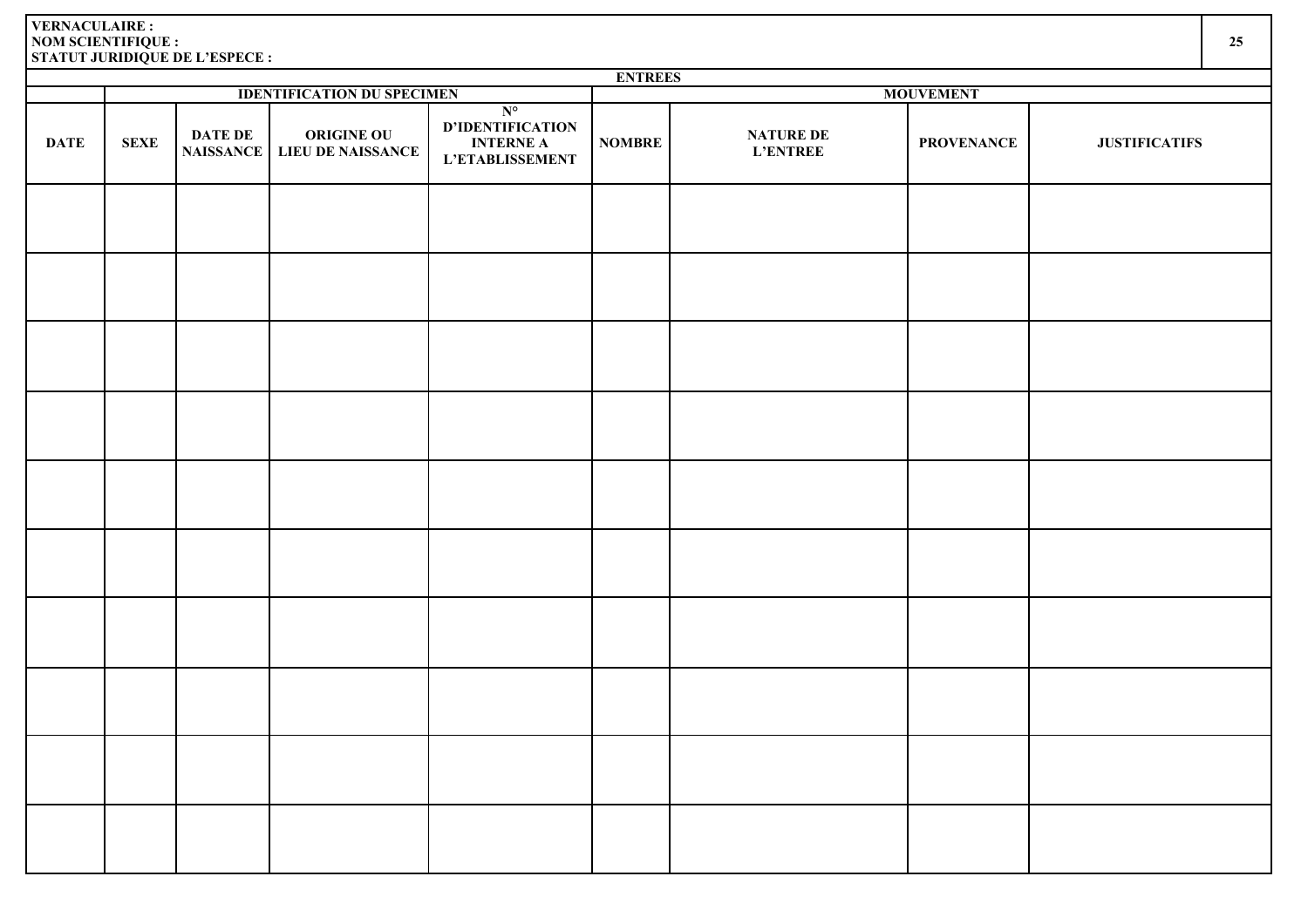**VERNACULAIRE :**
**NOM SCIENTIFIQUE :**
**STATUT JURIDIQUE DE L'ESPECE :**

| ENTREES | | | | | | | | |
|---|---|---|---|---|---|---|---|---|
| | IDENTIFICATION DU SPECIMEN | | | | MOUVEMENT | | | |
| **DATE** | **SEXE** | **DATE DE NAISSANCE** | **ORIGINE OU LIEU DE NAISSANCE** | **N° D'IDENTIFICATION INTERNE A L'ETABLISSEMENT** | **NOMBRE** | **NATURE DE L'ENTREE** | **PROVENANCE** | **JUSTIFICATIFS** |
| | | | | | | | | |
| | | | | | | | | |
| | | | | | | | | |
| | | | | | | | | |
| | | | | | | | | |
| | | | | | | | | |
| | | | | | | | | |
| | | | | | | | | |
| | | | | | | | | |
| | | | | | | | | |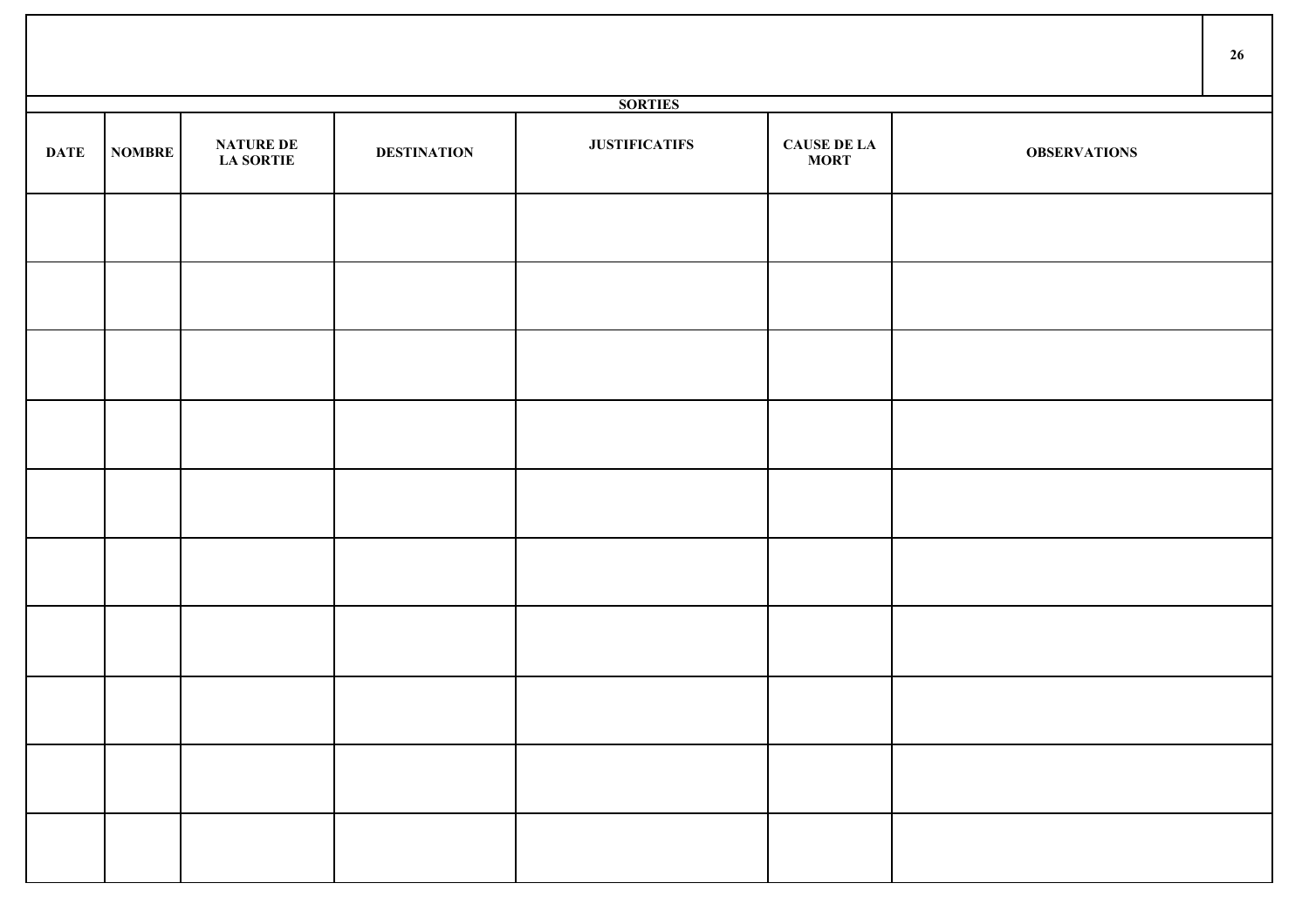| SORTIES | | | | | | |
|---|---|---|---|---|---|---|
| DATE | NOMBRE | NATURE DE LA SORTIE | DESTINATION | JUSTIFICATIFS | CAUSE DE LA MORT | OBSERVATIONS |
| | | | | | | |
| | | | | | | |
| | | | | | | |
| | | | | | | |
| | | | | | | |
| | | | | | | |
| | | | | | | |
| | | | | | | |
| | | | | | | |
| | | | | | | |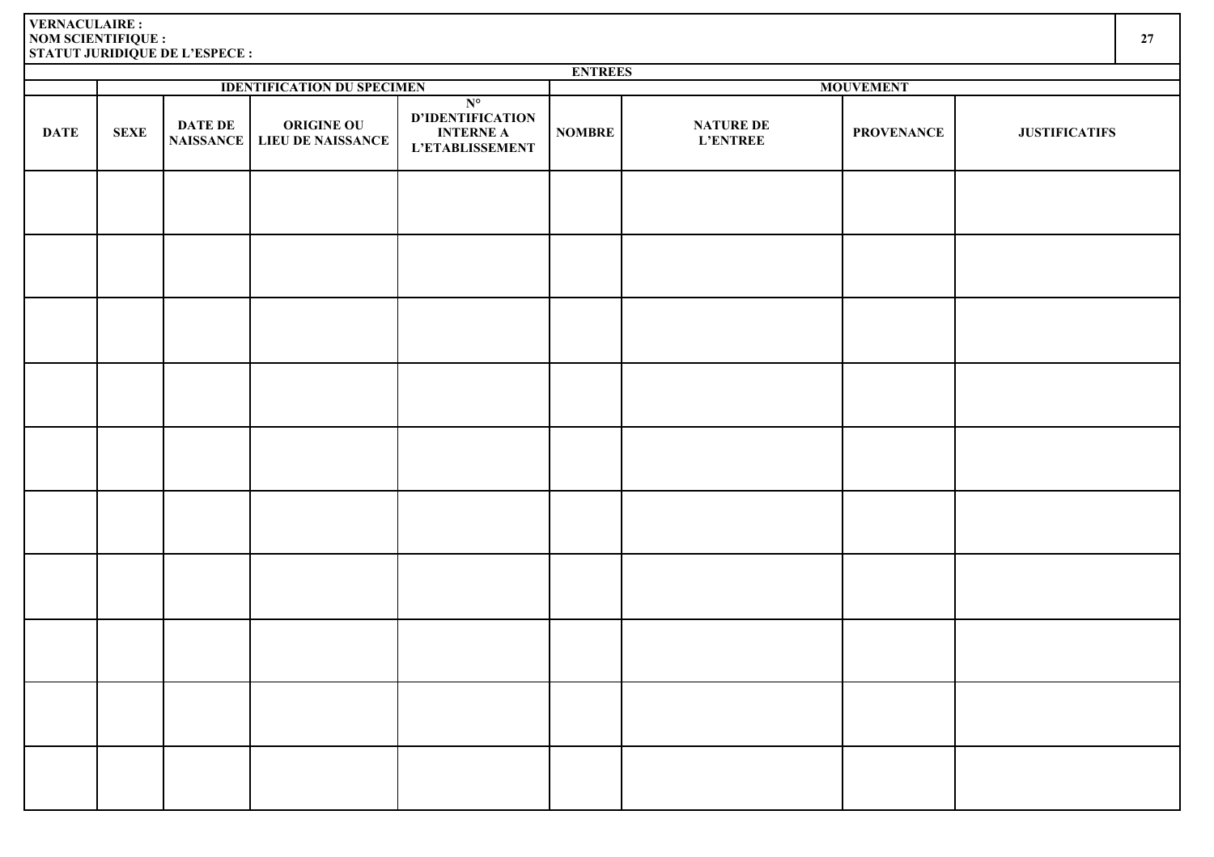**VERNACULAIRE :**
**NOM SCIENTIFIQUE :**
**STATUT JURIDIQUE DE L'ESPECE :**

| ENTREES | | | | | | | | |
|---|---|---|---|---|---|---|---|---|
| | IDENTIFICATION DU SPECIMEN | | | | MOUVEMENT | | | |
| DATE | SEXE | DATE DE NAISSANCE | ORIGINE OU LIEU DE NAISSANCE | N° D'IDENTIFICATION INTERNE A L'ETABLISSEMENT | NOMBRE | NATURE DE L'ENTREE | PROVENANCE | JUSTIFICATIFS |
| | | | | | | | | |
| | | | | | | | | |
| | | | | | | | | |
| | | | | | | | | |
| | | | | | | | | |
| | | | | | | | | |
| | | | | | | | | |
| | | | | | | | | |
| | | | | | | | | |
| | | | | | | | | |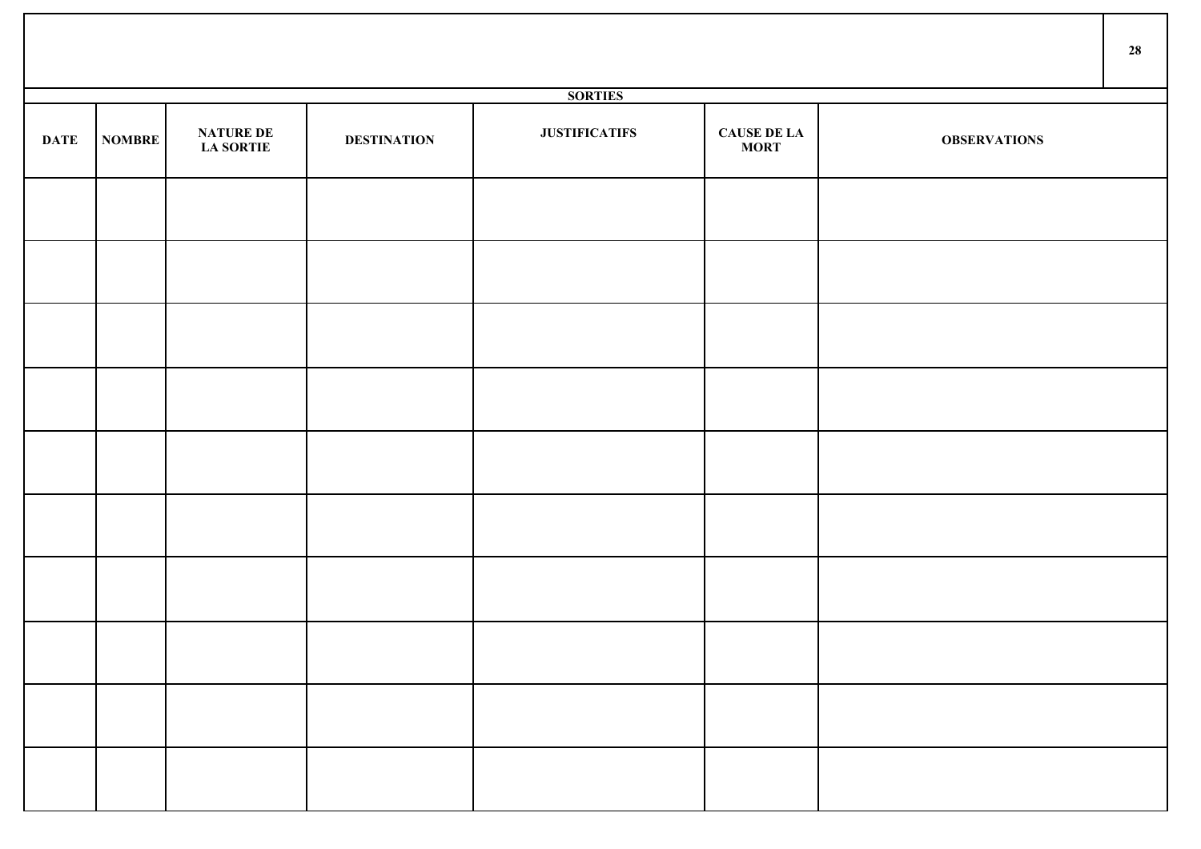## SORTIES

| DATE | NOMBRE | NATURE DE LA SORTIE | DESTINATION | JUSTIFICATIFS | CAUSE DE LA MORT | OBSERVATIONS |
|---|---|---|---|---|---|---|
| | | | | | | |
| | | | | | | |
| | | | | | | |
| | | | | | | |
| | | | | | | |
| | | | | | | |
| | | | | | | |
| | | | | | | |
| | | | | | | |
| | | | | | | |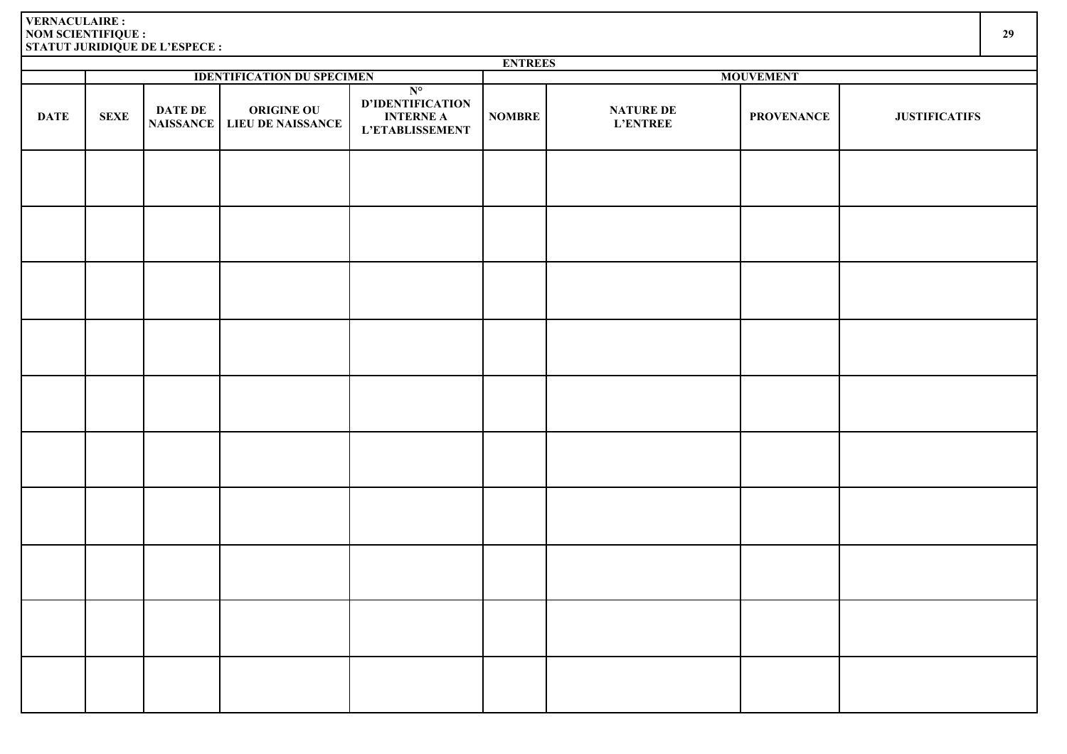**VERNACULAIRE :**
**NOM SCIENTIFIQUE :**
**STATUT JURIDIQUE DE L'ESPECE :**

| ENTREES | | | | | | | | |
|---|---|---|---|---|---|---|---|---|
| | IDENTIFICATION DU SPECIMEN | | | | MOUVEMENT | | | |
| DATE | SEXE | DATE DE NAISSANCE | ORIGINE OU LIEU DE NAISSANCE | N° D'IDENTIFICATION INTERNE A L'ETABLISSEMENT | NOMBRE | NATURE DE L'ENTREE | PROVENANCE | JUSTIFICATIFS |
| | | | | | | | | |
| | | | | | | | | |
| | | | | | | | | |
| | | | | | | | | |
| | | | | | | | | |
| | | | | | | | | |
| | | | | | | | | |
| | | | | | | | | |
| | | | | | | | | |
| | | | | | | | | |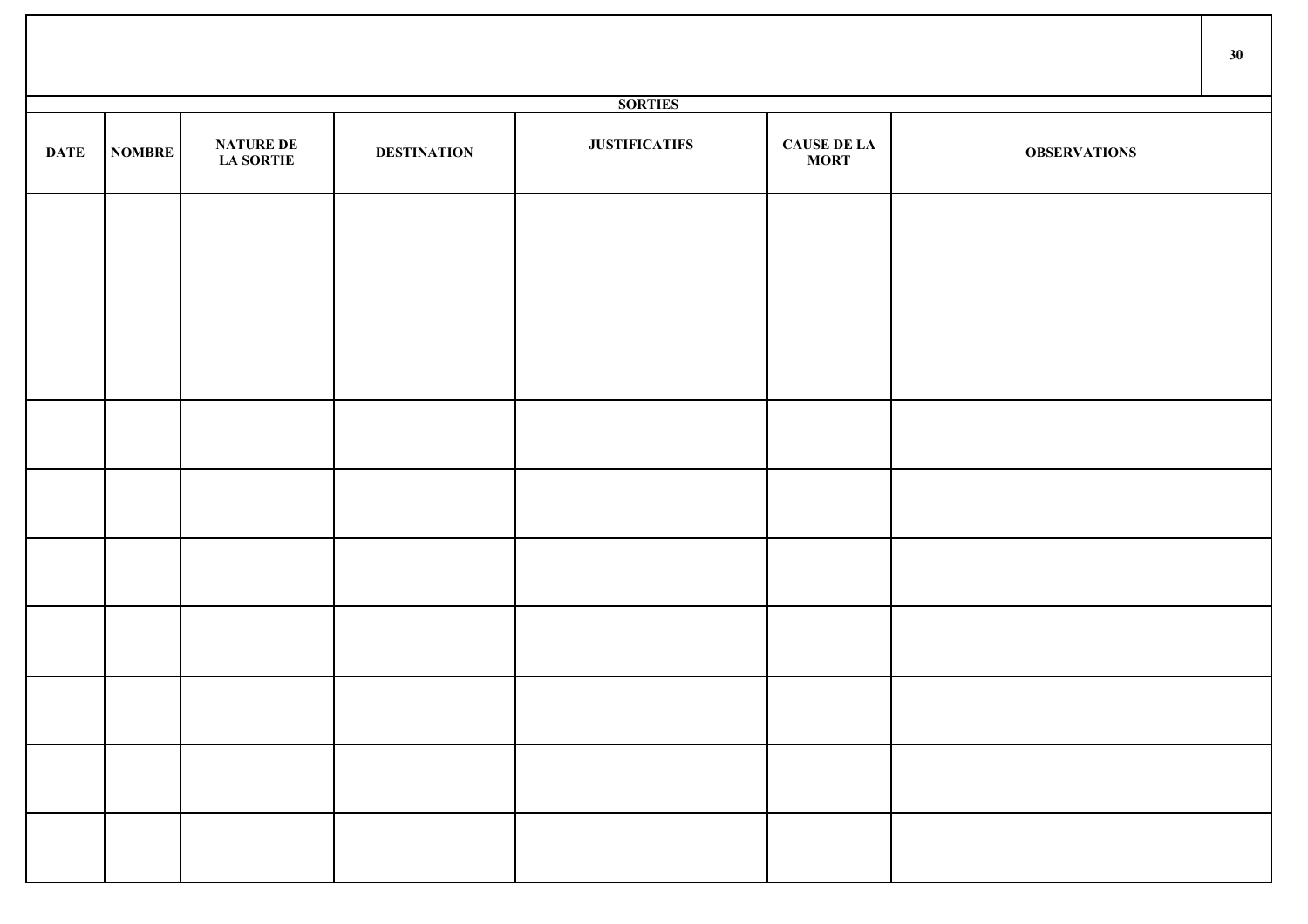## SORTIES

| DATE | NOMBRE | NATURE DE LA SORTIE | DESTINATION | JUSTIFICATIFS | CAUSE DE LA MORT | OBSERVATIONS |
|---|---|---|---|---|---|---|
| | | | | | | |
| | | | | | | |
| | | | | | | |
| | | | | | | |
| | | | | | | |
| | | | | | | |
| | | | | | | |
| | | | | | | |
| | | | | | | |
| | | | | | | |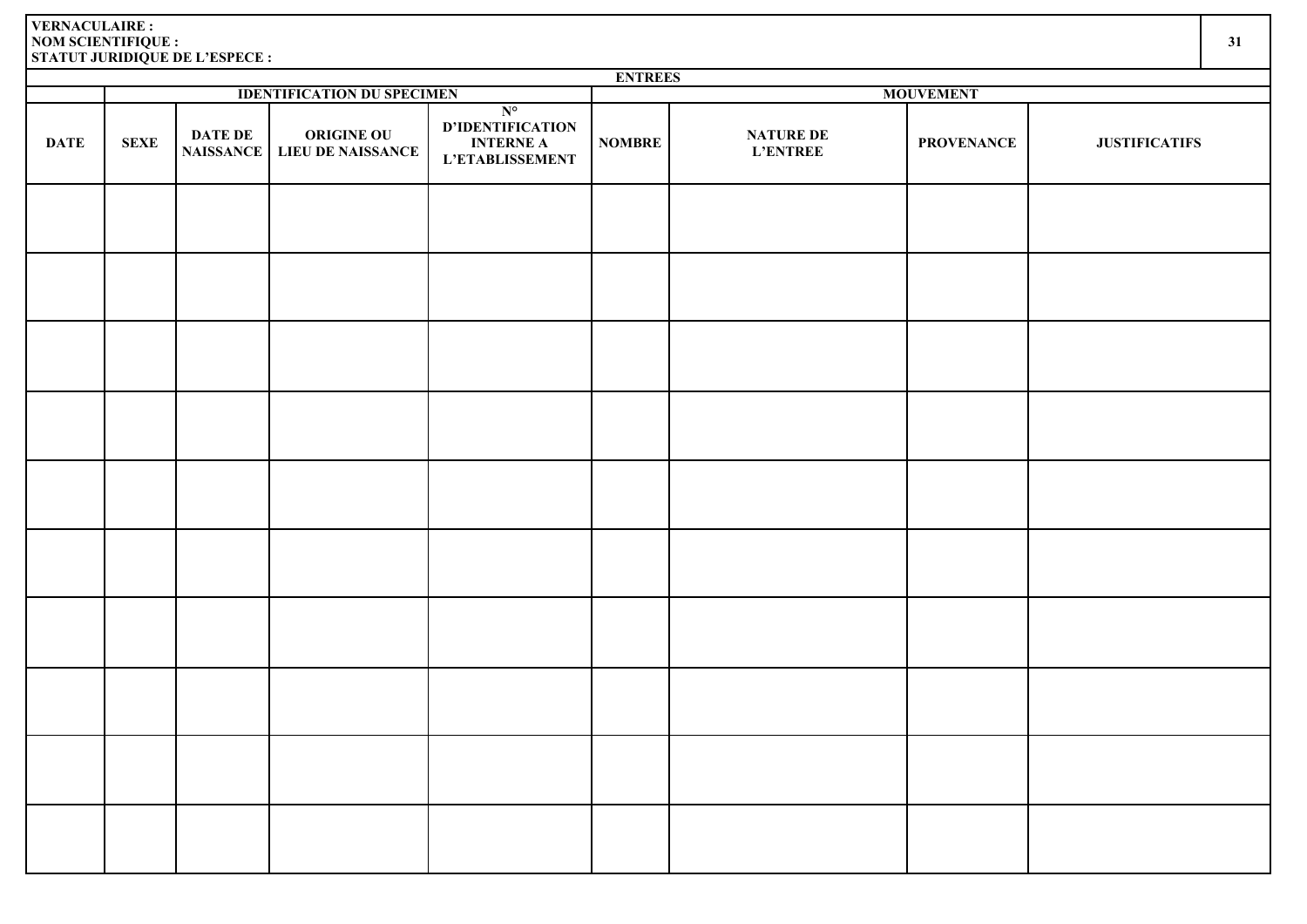**VERNACULAIRE :**
**NOM SCIENTIFIQUE :**
**STATUT JURIDIQUE DE L'ESPECE :**

| ENTREES | | | | | | | | |
|---|---|---|---|---|---|---|---|---|
| | IDENTIFICATION DU SPECIMEN | | | | MOUVEMENT | | | |
| DATE | SEXE | DATE DE NAISSANCE | ORIGINE OU LIEU DE NAISSANCE | N° D'IDENTIFICATION INTERNE A L'ETABLISSEMENT | NOMBRE | NATURE DE L'ENTREE | PROVENANCE | JUSTIFICATIFS |
| | | | | | | | | |
| | | | | | | | | |
| | | | | | | | | |
| | | | | | | | | |
| | | | | | | | | |
| | | | | | | | | |
| | | | | | | | | |
| | | | | | | | | |
| | | | | | | | | |
| | | | | | | | | |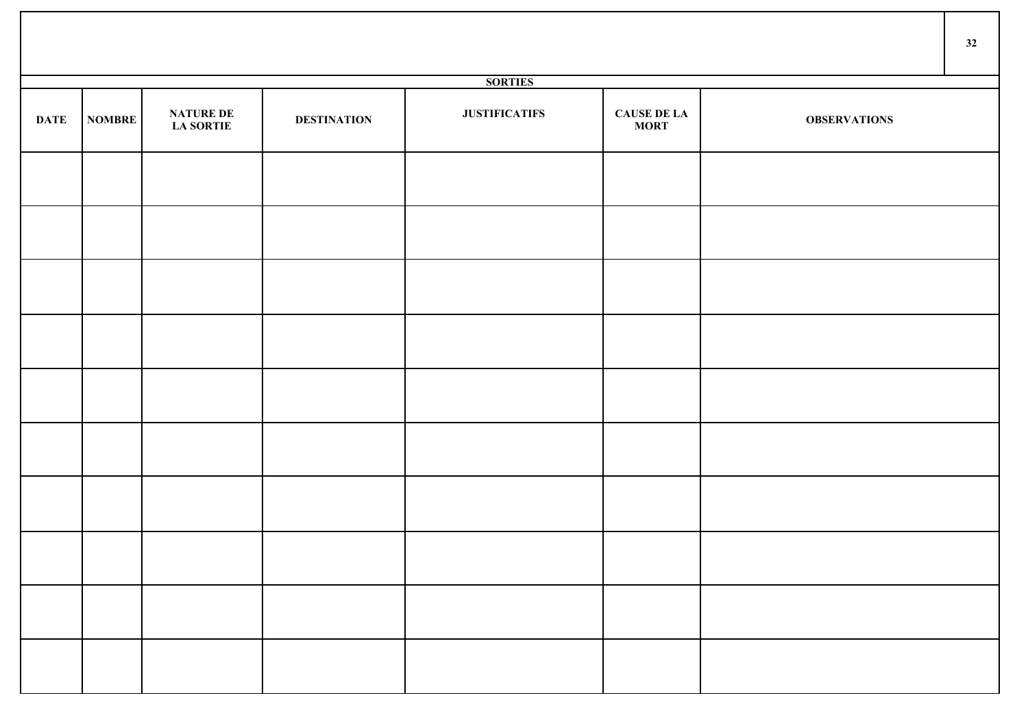| SORTIES | | | | | | |
|---|---|---|---|---|---|---|
| DATE | NOMBRE | NATURE DE LA SORTIE | DESTINATION | JUSTIFICATIFS | CAUSE DE LA MORT | OBSERVATIONS |
| | | | | | | |
| | | | | | | |
| | | | | | | |
| | | | | | | |
| | | | | | | |
| | | | | | | |
| | | | | | | |
| | | | | | | |
| | | | | | | |
| | | | | | | |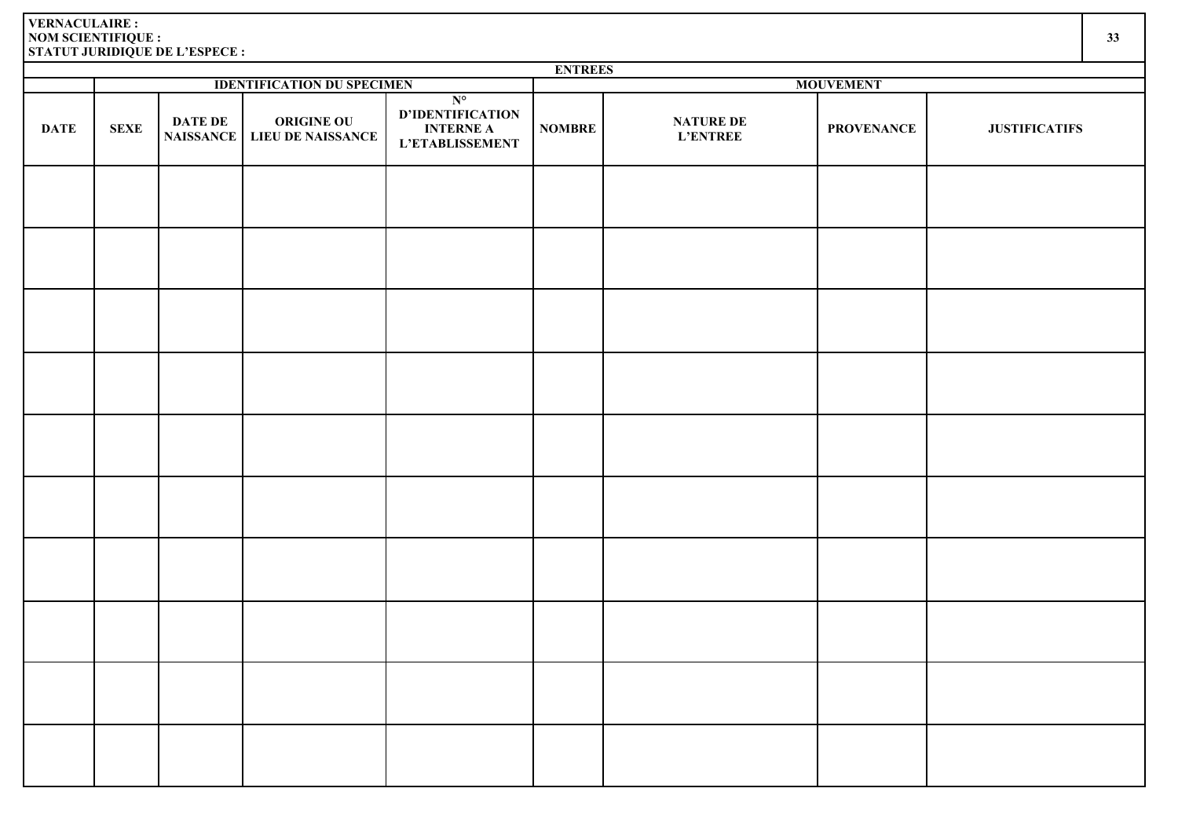**VERNACULAIRE :**
**NOM SCIENTIFIQUE :**
**STATUT JURIDIQUE DE L'ESPECE :**

| ENTREES | | | | | | | | |
|---|---|---|---|---|---|---|---|---|
| | IDENTIFICATION DU SPECIMEN | | | | MOUVEMENT | | | |
| DATE | SEXE | DATE DE NAISSANCE | ORIGINE OU LIEU DE NAISSANCE | N° D'IDENTIFICATION INTERNE A L'ETABLISSEMENT | NOMBRE | NATURE DE L'ENTREE | PROVENANCE | JUSTIFICATIFS |
| | | | | | | | | |
| | | | | | | | | |
| | | | | | | | | |
| | | | | | | | | |
| | | | | | | | | |
| | | | | | | | | |
| | | | | | | | | |
| | | | | | | | | |
| | | | | | | | | |
| | | | | | | | | |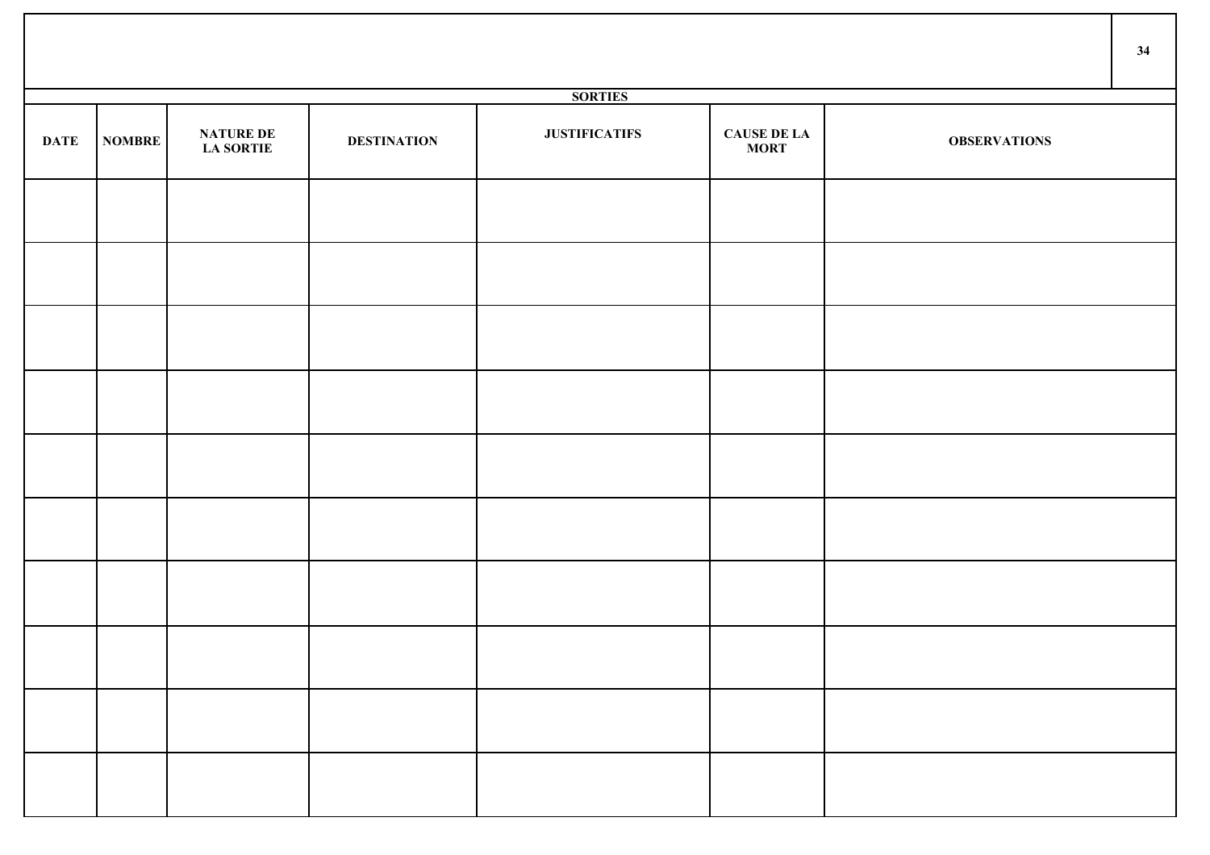| SORTIES | | | | | | |
|---|---|---|---|---|---|---|
| **DATE** | **NOMBRE** | **NATURE DE LA SORTIE** | **DESTINATION** | **JUSTIFICATIFS** | **CAUSE DE LA MORT** | **OBSERVATIONS** |
| | | | | | | |
| | | | | | | |
| | | | | | | |
| | | | | | | |
| | | | | | | |
| | | | | | | |
| | | | | | | |
| | | | | | | |
| | | | | | | |
| | | | | | | |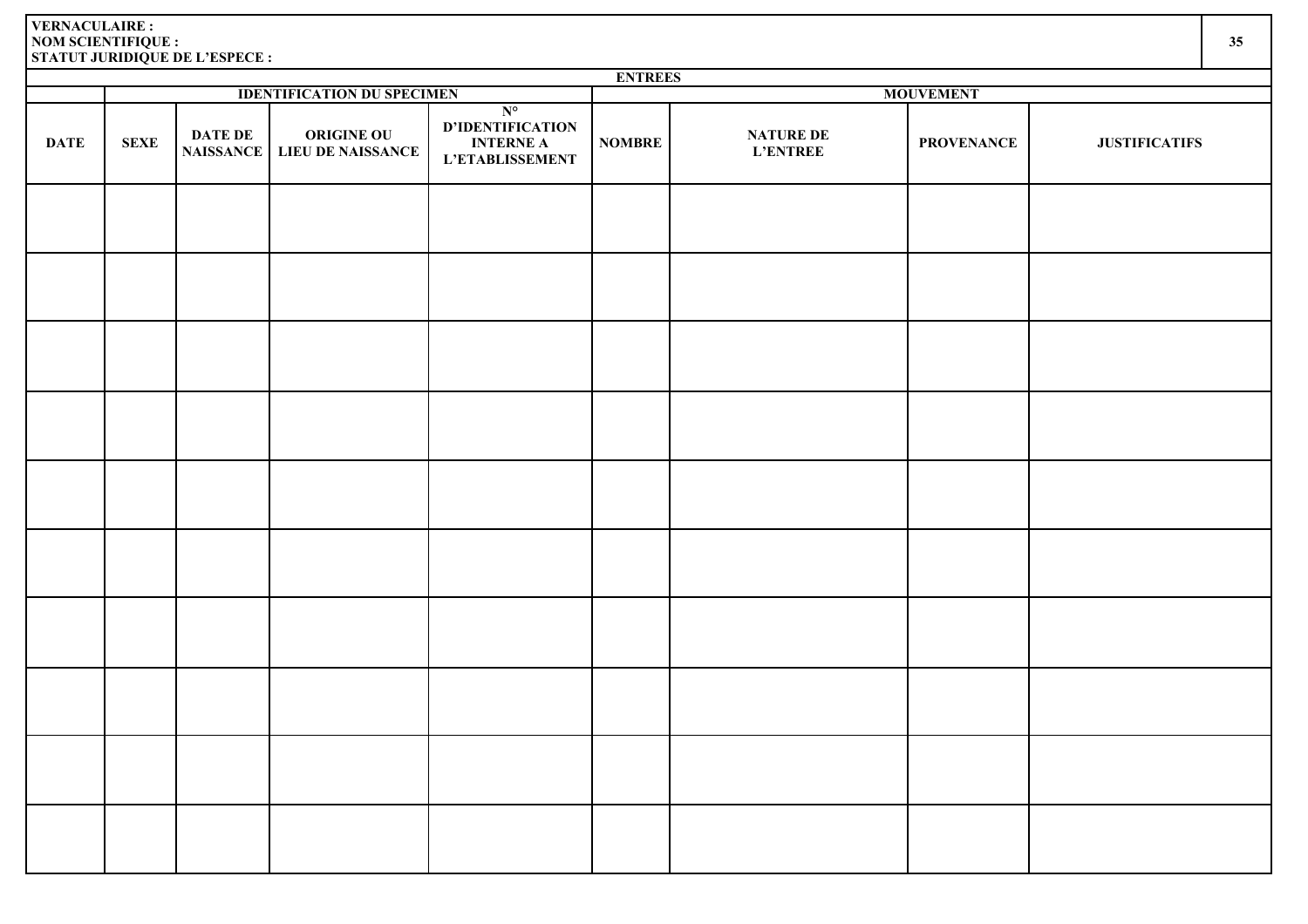**VERNACULAIRE :**
**NOM SCIENTIFIQUE :**
**STATUT JURIDIQUE DE L'ESPECE :**

| ENTREES | | | | | | | | |
|---|---|---|---|---|---|---|---|---|
| | IDENTIFICATION DU SPECIMEN | | | | MOUVEMENT | | | |
| DATE | SEXE | DATE DE NAISSANCE | ORIGINE OU LIEU DE NAISSANCE | N° D'IDENTIFICATION INTERNE A L'ETABLISSEMENT | NOMBRE | NATURE DE L'ENTREE | PROVENANCE | JUSTIFICATIFS |
| | | | | | | | | |
| | | | | | | | | |
| | | | | | | | | |
| | | | | | | | | |
| | | | | | | | | |
| | | | | | | | | |
| | | | | | | | | |
| | | | | | | | | |
| | | | | | | | | |
| | | | | | | | | |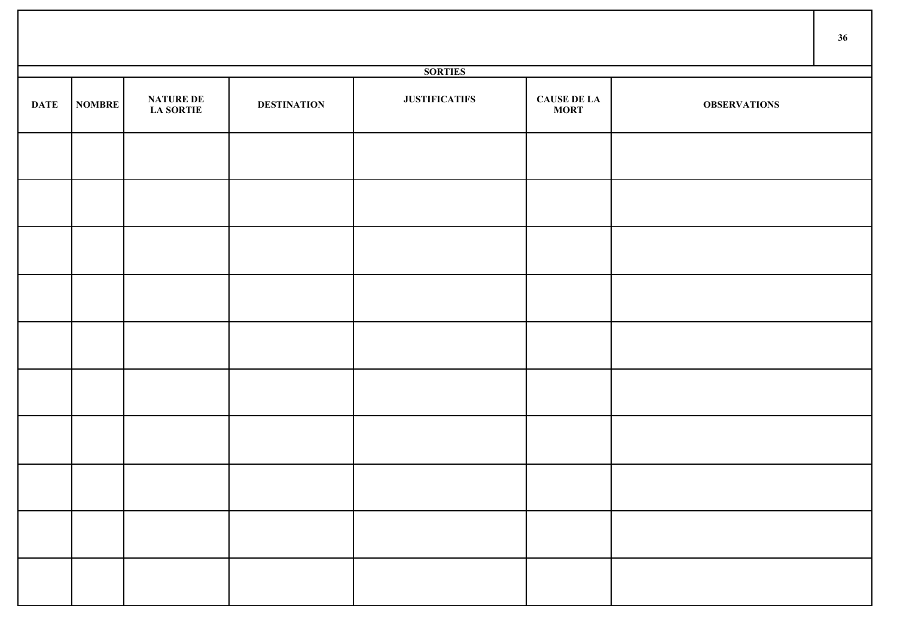| SORTIES | | | | | | |
|---|---|---|---|---|---|---|
| **DATE** | **NOMBRE** | **NATURE DE LA SORTIE** | **DESTINATION** | **JUSTIFICATIFS** | **CAUSE DE LA MORT** | **OBSERVATIONS** |
| | | | | | | |
| | | | | | | |
| | | | | | | |
| | | | | | | |
| | | | | | | |
| | | | | | | |
| | | | | | | |
| | | | | | | |
| | | | | | | |
| | | | | | | |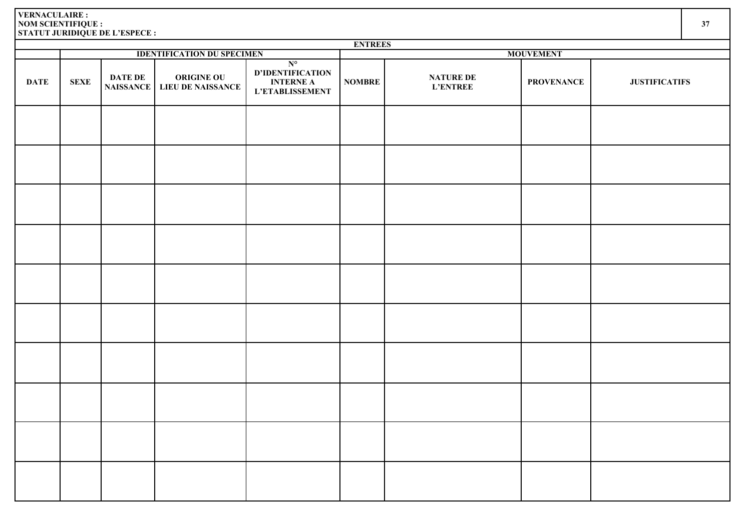**VERNACULAIRE :**
**NOM SCIENTIFIQUE :**
**STATUT JURIDIQUE DE L'ESPECE :**

| ENTREES | | | | | | | | |
|---|---|---|---|---|---|---|---|---|
| | IDENTIFICATION DU SPECIMEN | | | | MOUVEMENT | | | |
| DATE | SEXE | DATE DE NAISSANCE | ORIGINE OU LIEU DE NAISSANCE | N° D'IDENTIFICATION INTERNE A L'ETABLISSEMENT | NOMBRE | NATURE DE L'ENTREE | PROVENANCE | JUSTIFICATIFS |
| | | | | | | | | |
| | | | | | | | | |
| | | | | | | | | |
| | | | | | | | | |
| | | | | | | | | |
| | | | | | | | | |
| | | | | | | | | |
| | | | | | | | | |
| | | | | | | | | |
| | | | | | | | | |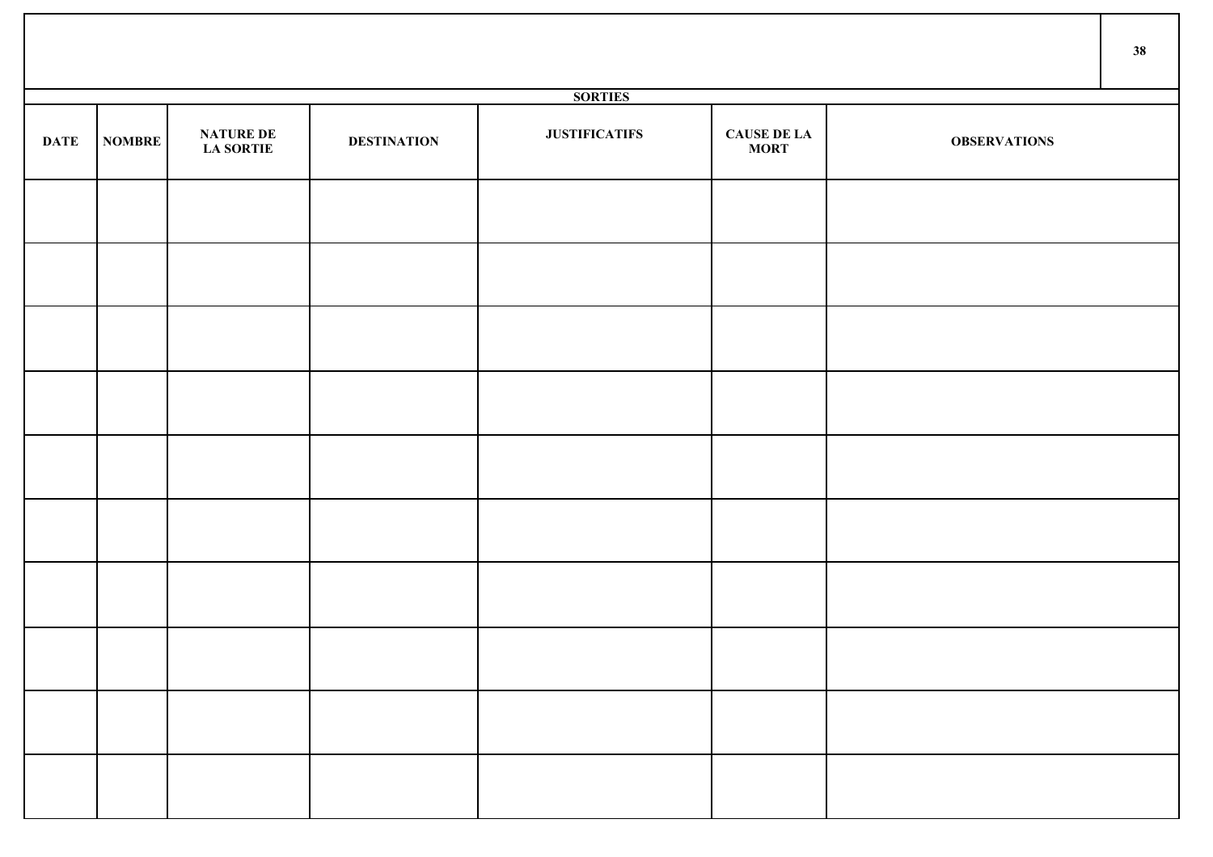| SORTIES | | | | | | |
|---|---|---|---|---|---|---|
| DATE | NOMBRE | NATURE DE LA SORTIE | DESTINATION | JUSTIFICATIFS | CAUSE DE LA MORT | OBSERVATIONS |
| | | | | | | |
| | | | | | | |
| | | | | | | |
| | | | | | | |
| | | | | | | |
| | | | | | | |
| | | | | | | |
| | | | | | | |
| | | | | | | |
| | | | | | | |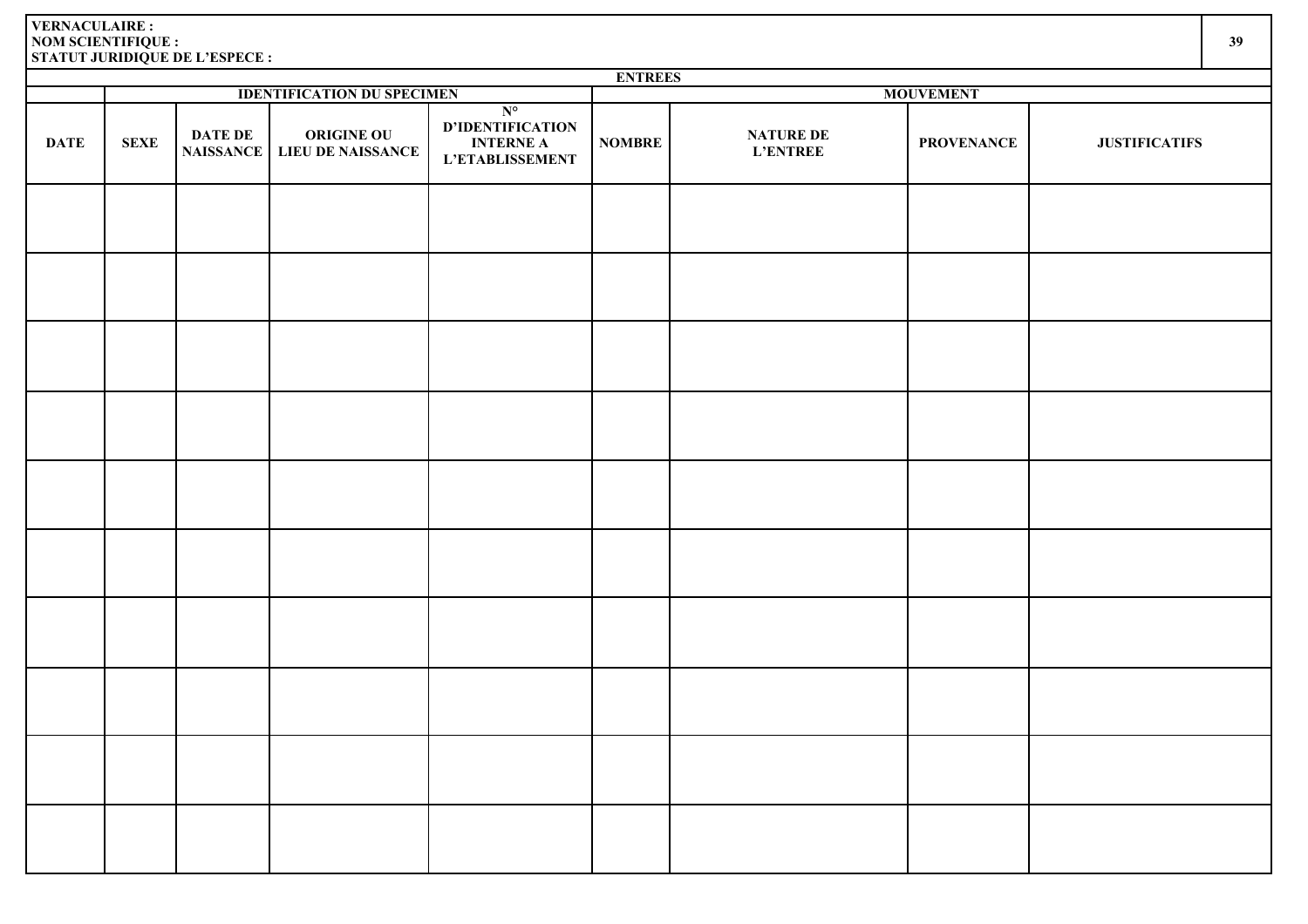**VERNACULAIRE :**
**NOM SCIENTIFIQUE :**
**STATUT JURIDIQUE DE L'ESPECE :**

| ENTREES | | | | | | | | |
|---|---|---|---|---|---|---|---|---|
| | IDENTIFICATION DU SPECIMEN | | | | MOUVEMENT | | | |
| DATE | SEXE | DATE DE NAISSANCE | ORIGINE OU LIEU DE NAISSANCE | N° D'IDENTIFICATION INTERNE A L'ETABLISSEMENT | NOMBRE | NATURE DE L'ENTREE | PROVENANCE | JUSTIFICATIFS |
| | | | | | | | | |
| | | | | | | | | |
| | | | | | | | | |
| | | | | | | | | |
| | | | | | | | | |
| | | | | | | | | |
| | | | | | | | | |
| | | | | | | | | |
| | | | | | | | | |
| | | | | | | | | |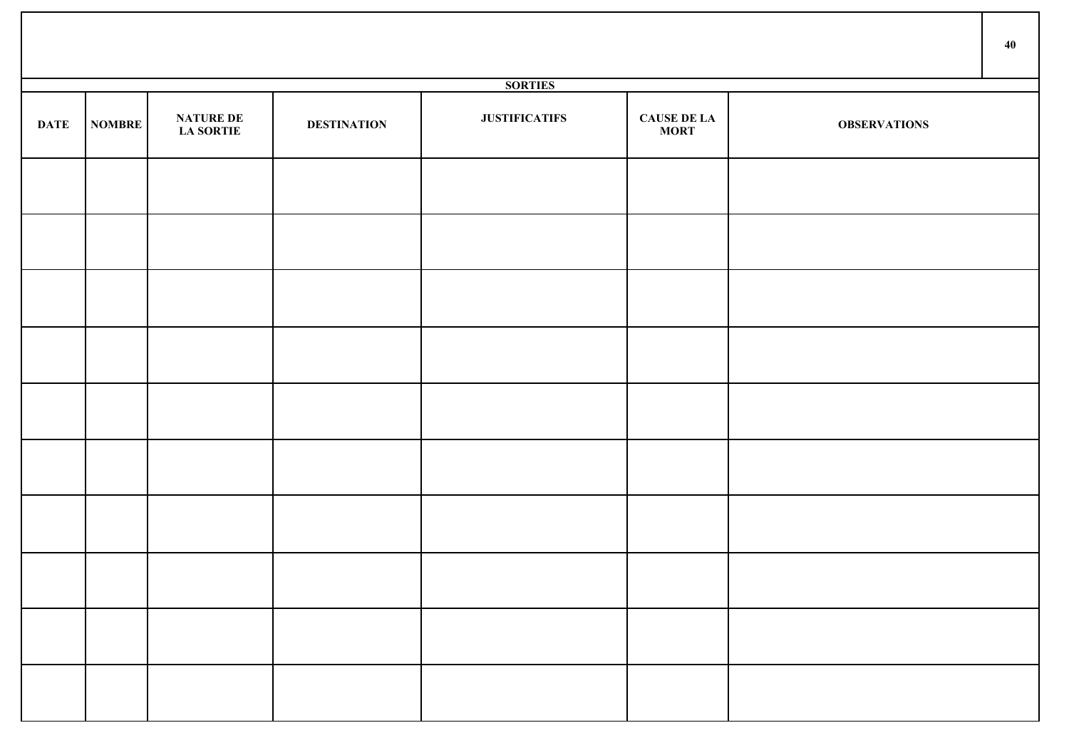## SORTIES

| DATE | NOMBRE | NATURE DE LA SORTIE | DESTINATION | JUSTIFICATIFS | CAUSE DE LA MORT | OBSERVATIONS |
|---|---|---|---|---|---|---|
| | | | | | | |
| | | | | | | |
| | | | | | | |
| | | | | | | |
| | | | | | | |
| | | | | | | |
| | | | | | | |
| | | | | | | |
| | | | | | | |
| | | | | | | |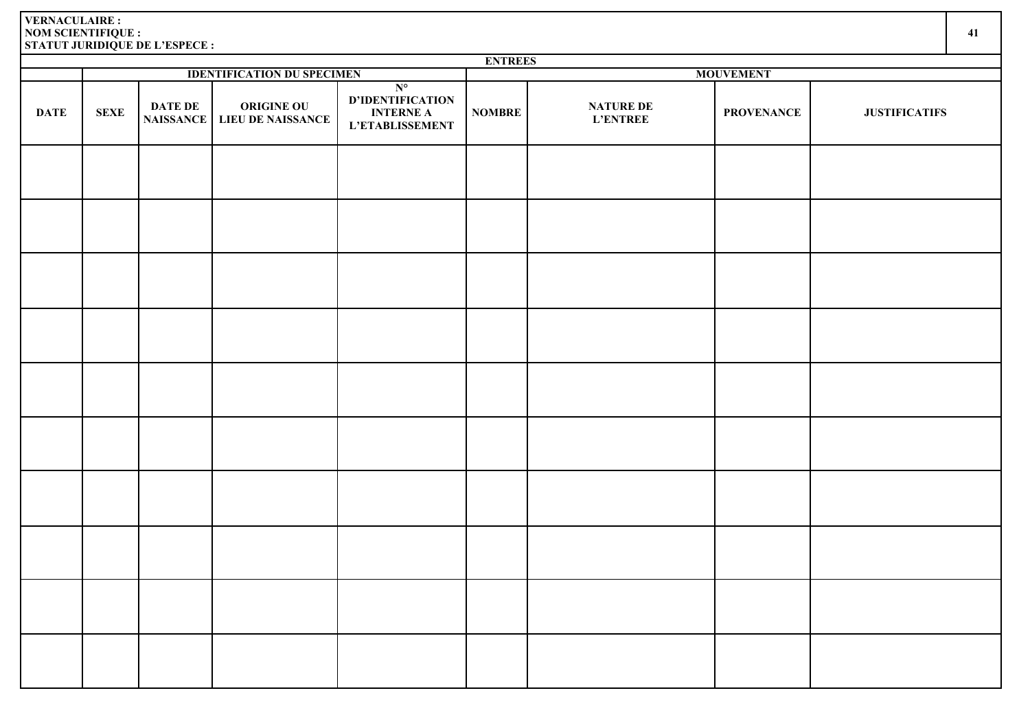**VERNACULAIRE :**
**NOM SCIENTIFIQUE :**
**STATUT JURIDIQUE DE L'ESPECE :**

| ENTREES | | | | | | | | |
|---|---|---|---|---|---|---|---|---|
| | IDENTIFICATION DU SPECIMEN | | | | MOUVEMENT | | | |
| DATE | SEXE | DATE DE NAISSANCE | ORIGINE OU LIEU DE NAISSANCE | N° D'IDENTIFICATION INTERNE A L'ETABLISSEMENT | NOMBRE | NATURE DE L'ENTREE | PROVENANCE | JUSTIFICATIFS |
| | | | | | | | | |
| | | | | | | | | |
| | | | | | | | | |
| | | | | | | | | |
| | | | | | | | | |
| | | | | | | | | |
| | | | | | | | | |
| | | | | | | | | |
| | | | | | | | | |
| | | | | | | | | |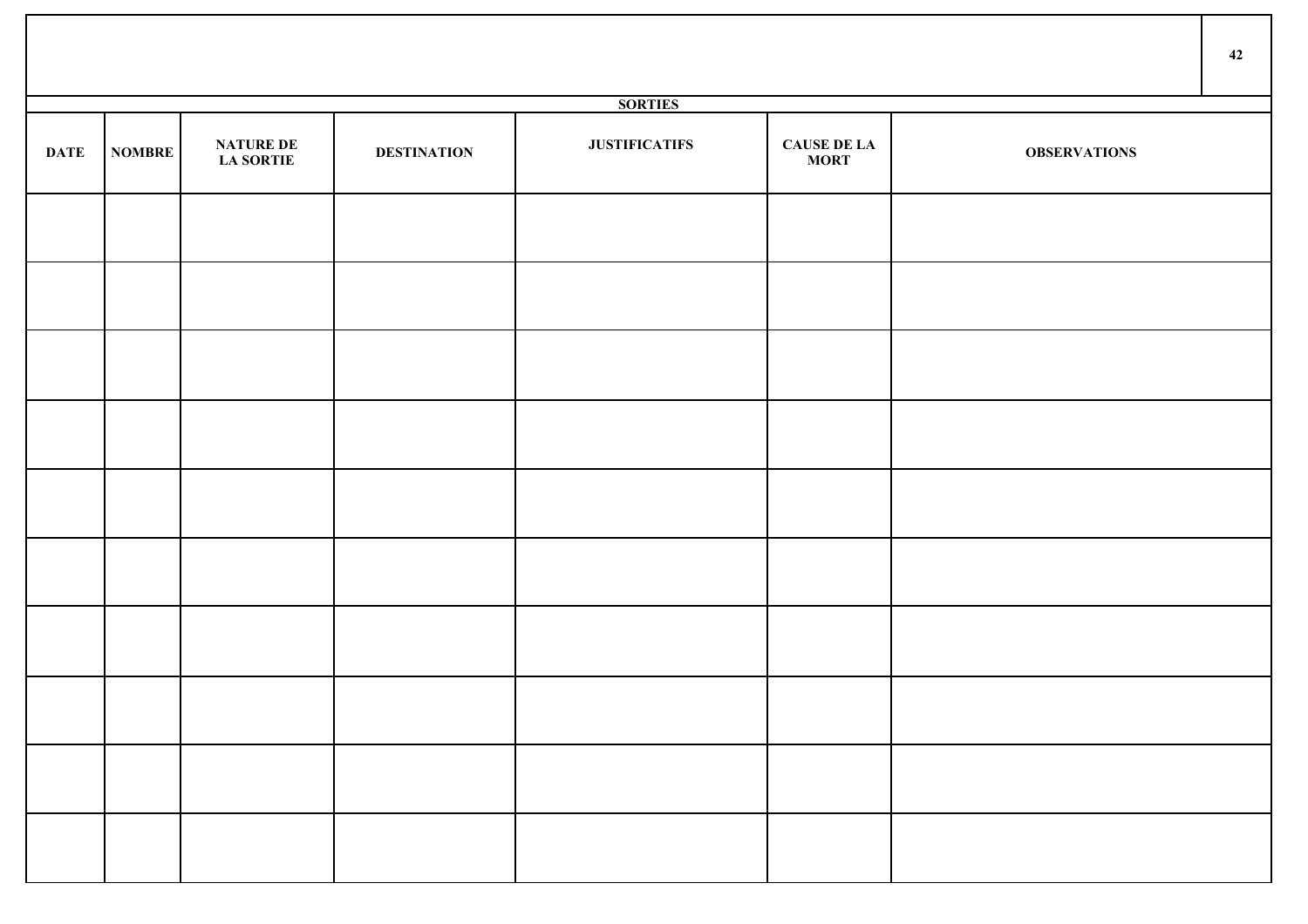| SORTIES | | | | | | |
|---|---|---|---|---|---|---|
| DATE | NOMBRE | NATURE DE LA SORTIE | DESTINATION | JUSTIFICATIFS | CAUSE DE LA MORT | OBSERVATIONS |
| | | | | | | |
| | | | | | | |
| | | | | | | |
| | | | | | | |
| | | | | | | |
| | | | | | | |
| | | | | | | |
| | | | | | | |
| | | | | | | |
| | | | | | | |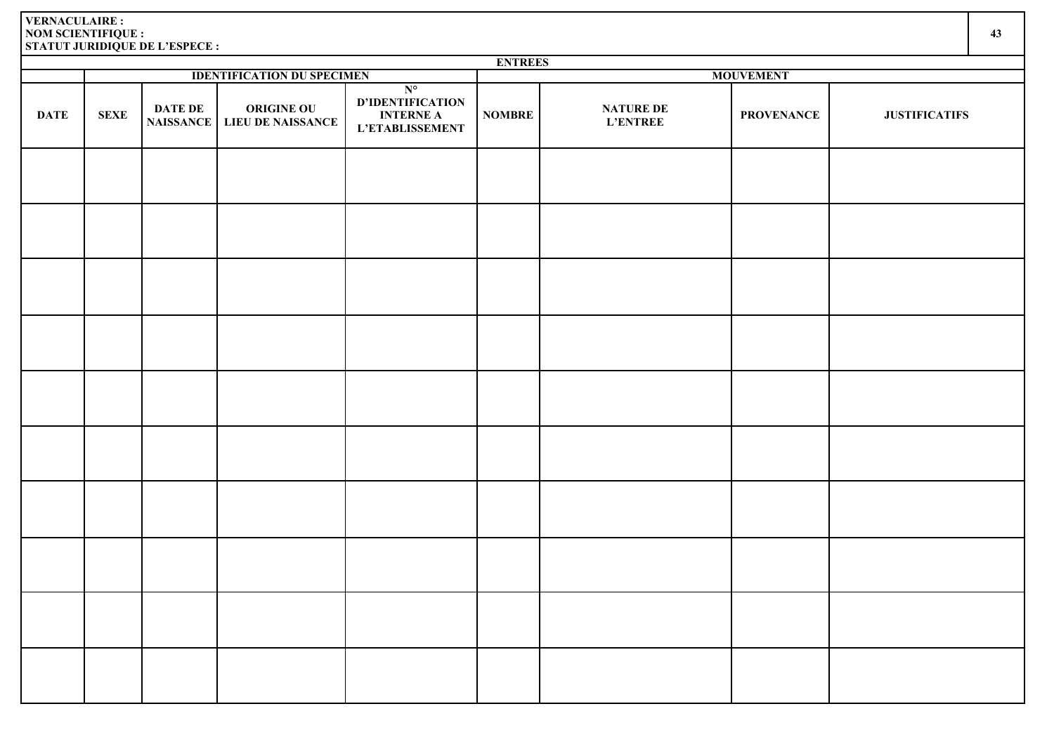**VERNACULAIRE :**
**NOM SCIENTIFIQUE :**
**STATUT JURIDIQUE DE L'ESPECE :**

| ENTREES | | | | | | | | |
|---|---|---|---|---|---|---|---|---|
| | IDENTIFICATION DU SPECIMEN | | | | MOUVEMENT | | | |
| DATE | SEXE | DATE DE NAISSANCE | ORIGINE OU LIEU DE NAISSANCE | N° D'IDENTIFICATION INTERNE A L'ETABLISSEMENT | NOMBRE | NATURE DE L'ENTREE | PROVENANCE | JUSTIFICATIFS |
| | | | | | | | | |
| | | | | | | | | |
| | | | | | | | | |
| | | | | | | | | |
| | | | | | | | | |
| | | | | | | | | |
| | | | | | | | | |
| | | | | | | | | |
| | | | | | | | | |
| | | | | | | | | |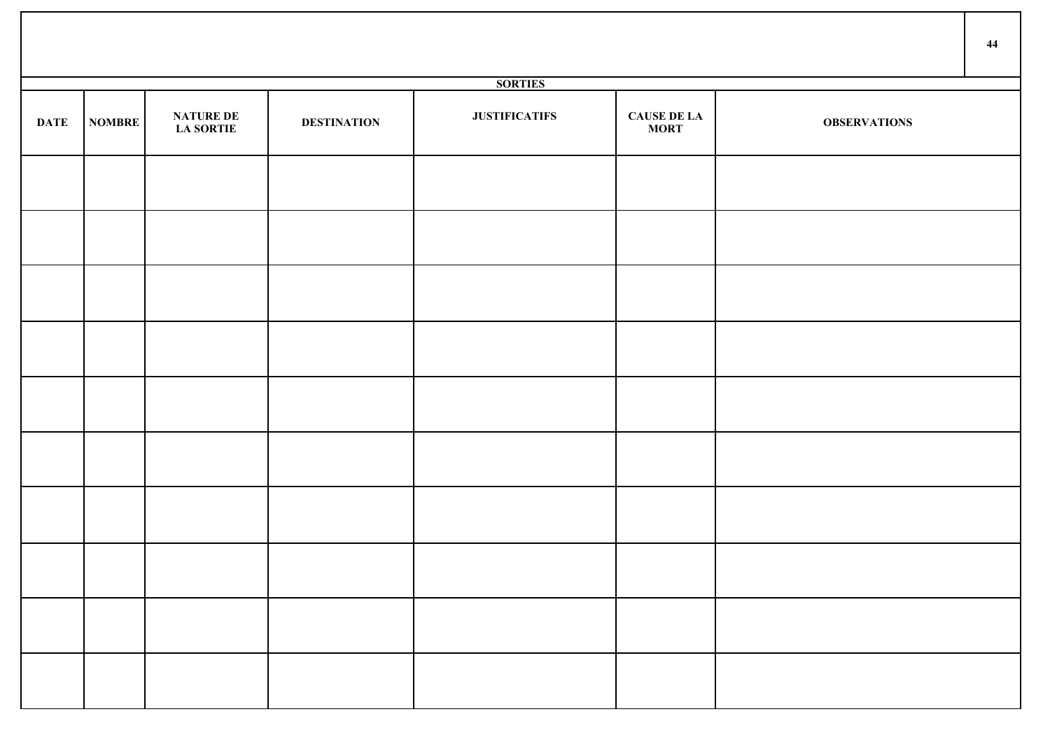| SORTIES | | | | | | |
|---|---|---|---|---|---|---|
| DATE | NOMBRE | NATURE DE LA SORTIE | DESTINATION | JUSTIFICATIFS | CAUSE DE LA MORT | OBSERVATIONS |
| | | | | | | |
| | | | | | | |
| | | | | | | |
| | | | | | | |
| | | | | | | |
| | | | | | | |
| | | | | | | |
| | | | | | | |
| | | | | | | |
| | | | | | | |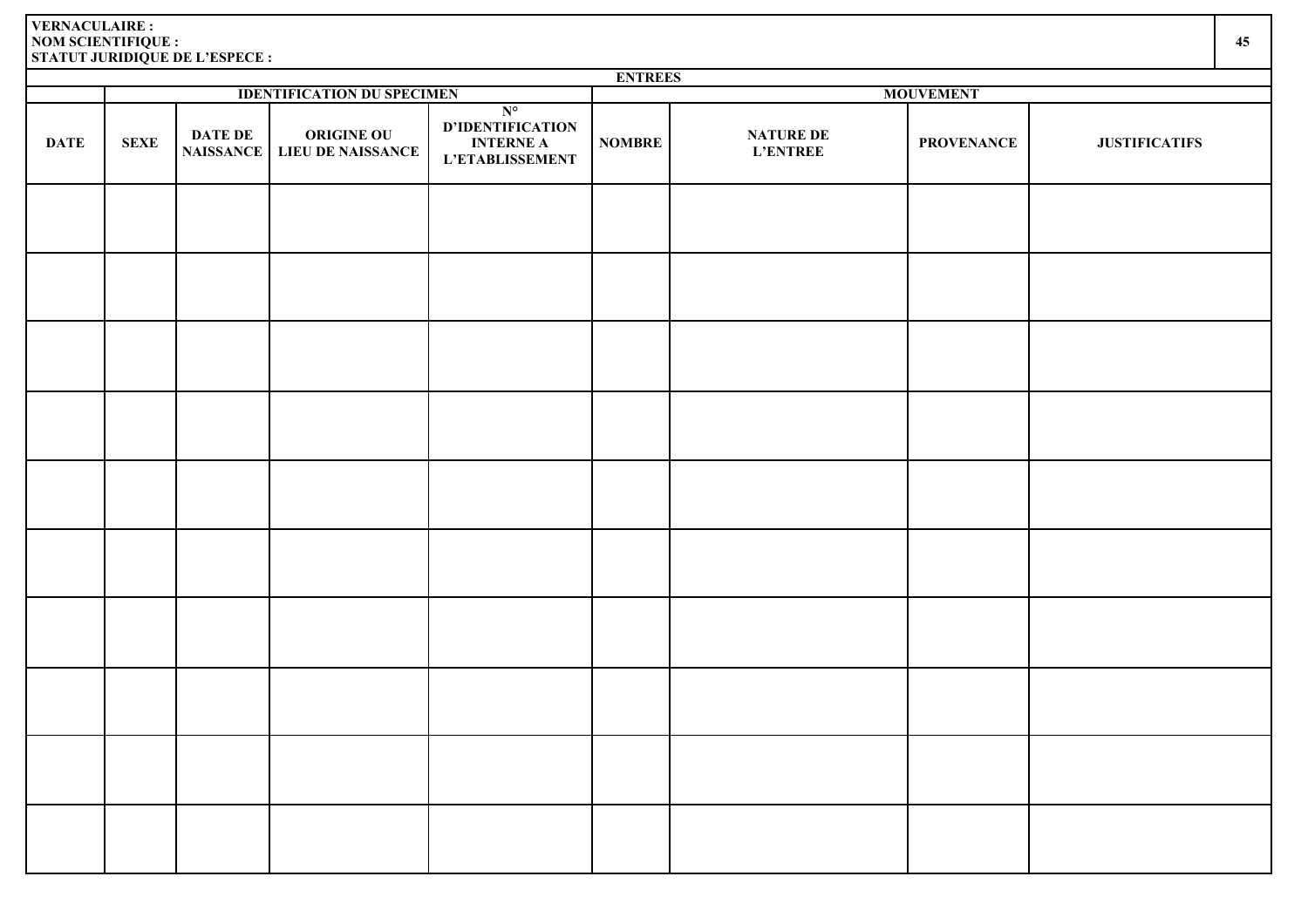**VERNACULAIRE :**
**NOM SCIENTIFIQUE :**
**STATUT JURIDIQUE DE L'ESPECE :**

| ENTREES | | | | | | | | |
|---|---|---|---|---|---|---|---|---|
| | IDENTIFICATION DU SPECIMEN | | | | MOUVEMENT | | | |
| DATE | SEXE | DATE DE NAISSANCE | ORIGINE OU LIEU DE NAISSANCE | N° D'IDENTIFICATION INTERNE A L'ETABLISSEMENT | NOMBRE | NATURE DE L'ENTREE | PROVENANCE | JUSTIFICATIFS |
| | | | | | | | | |
| | | | | | | | | |
| | | | | | | | | |
| | | | | | | | | |
| | | | | | | | | |
| | | | | | | | | |
| | | | | | | | | |
| | | | | | | | | |
| | | | | | | | | |
| | | | | | | | | |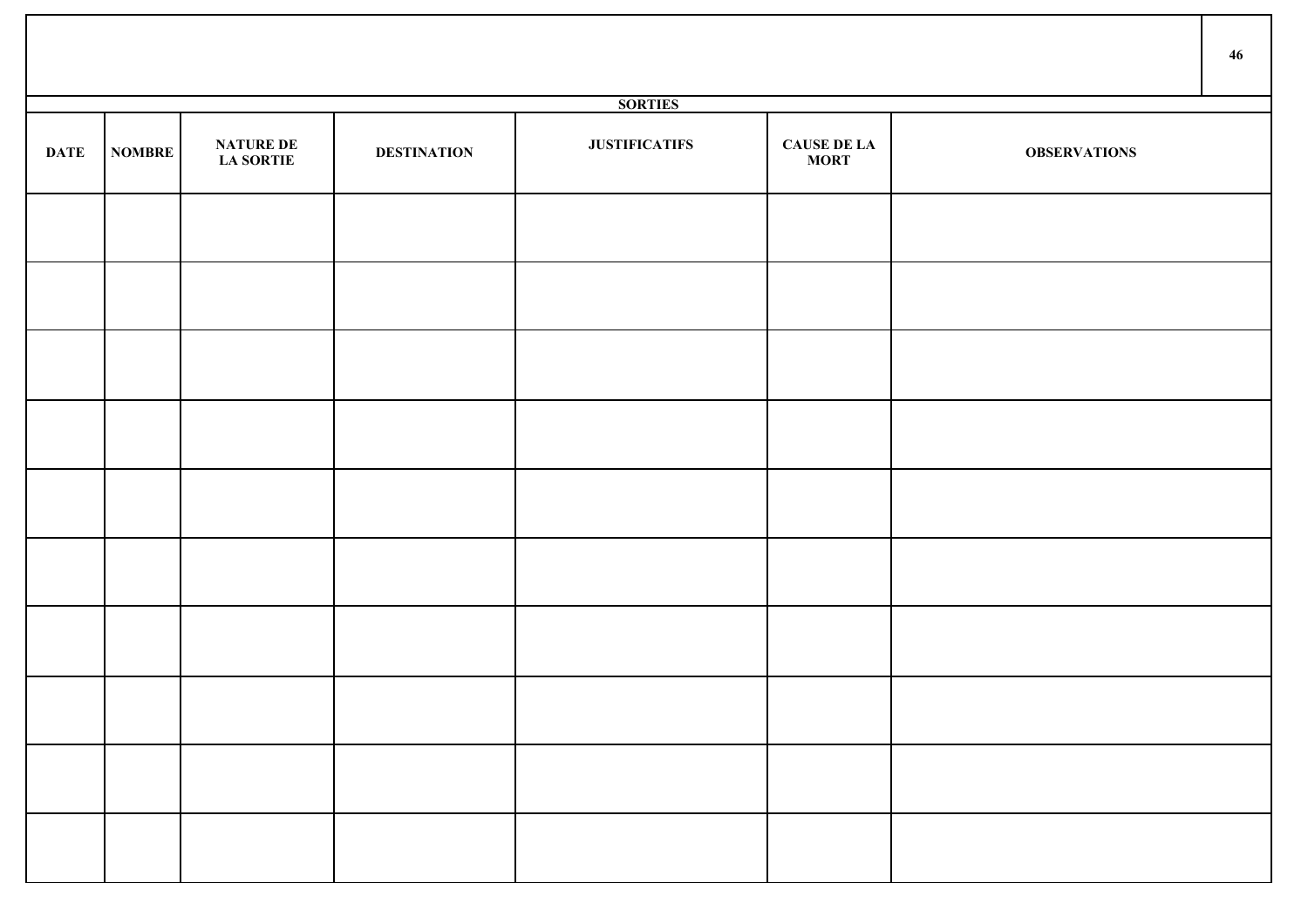| SORTIES | | | | | | |
|---|---|---|---|---|---|---|
| DATE | NOMBRE | NATURE DE LA SORTIE | DESTINATION | JUSTIFICATIFS | CAUSE DE LA MORT | OBSERVATIONS |
| | | | | | | |
| | | | | | | |
| | | | | | | |
| | | | | | | |
| | | | | | | |
| | | | | | | |
| | | | | | | |
| | | | | | | |
| | | | | | | |
| | | | | | | |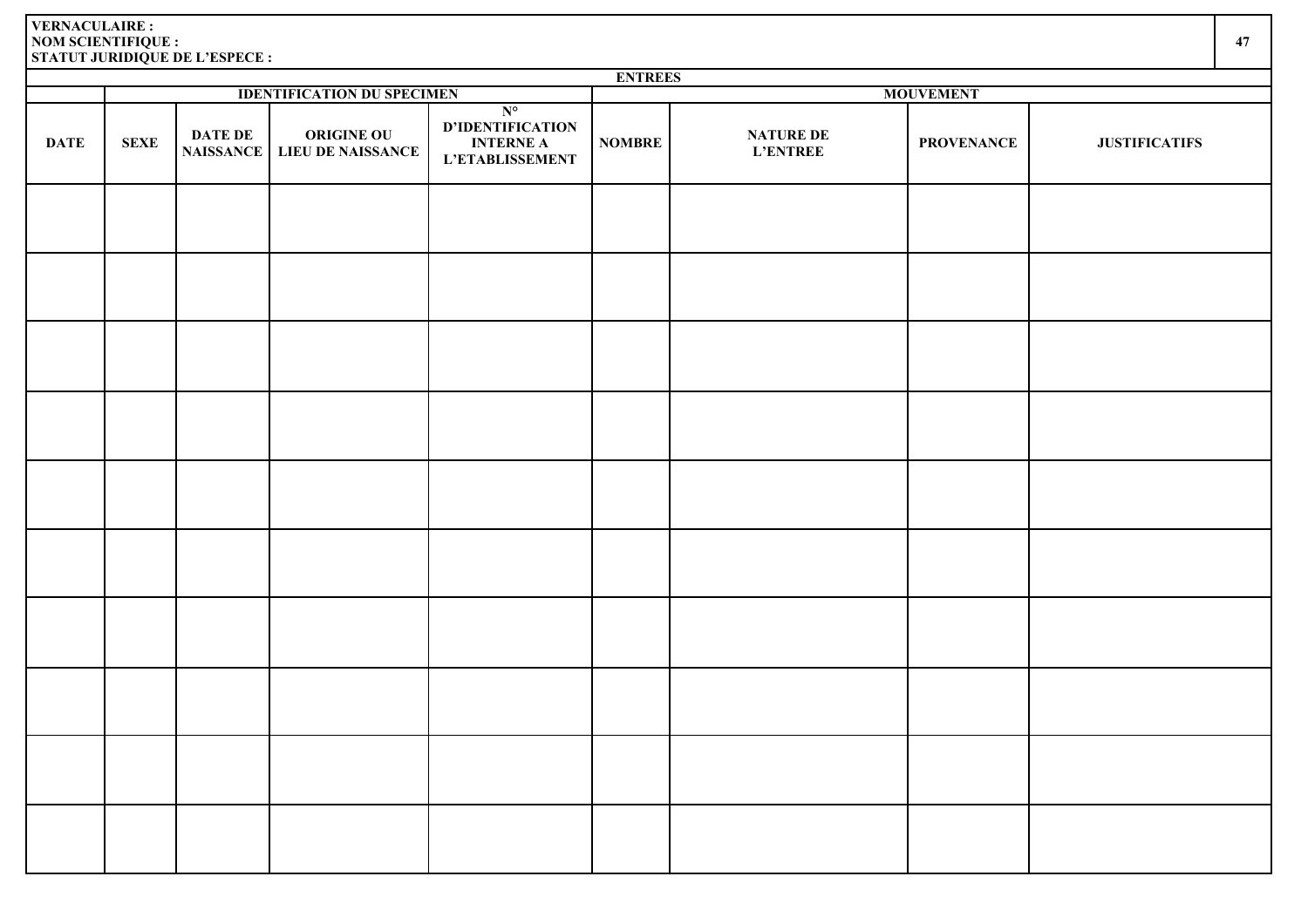**VERNACULAIRE :**
**NOM SCIENTIFIQUE :**
**STATUT JURIDIQUE DE L'ESPECE :**

| ENTREES | | | | | | | | |
|---|---|---|---|---|---|---|---|---|
| | IDENTIFICATION DU SPECIMEN | | | | MOUVEMENT | | | |
| DATE | SEXE | DATE DE NAISSANCE | ORIGINE OU LIEU DE NAISSANCE | N° D'IDENTIFICATION INTERNE A L'ETABLISSEMENT | NOMBRE | NATURE DE L'ENTREE | PROVENANCE | JUSTIFICATIFS |
| | | | | | | | | |
| | | | | | | | | |
| | | | | | | | | |
| | | | | | | | | |
| | | | | | | | | |
| | | | | | | | | |
| | | | | | | | | |
| | | | | | | | | |
| | | | | | | | | |
| | | | | | | | | |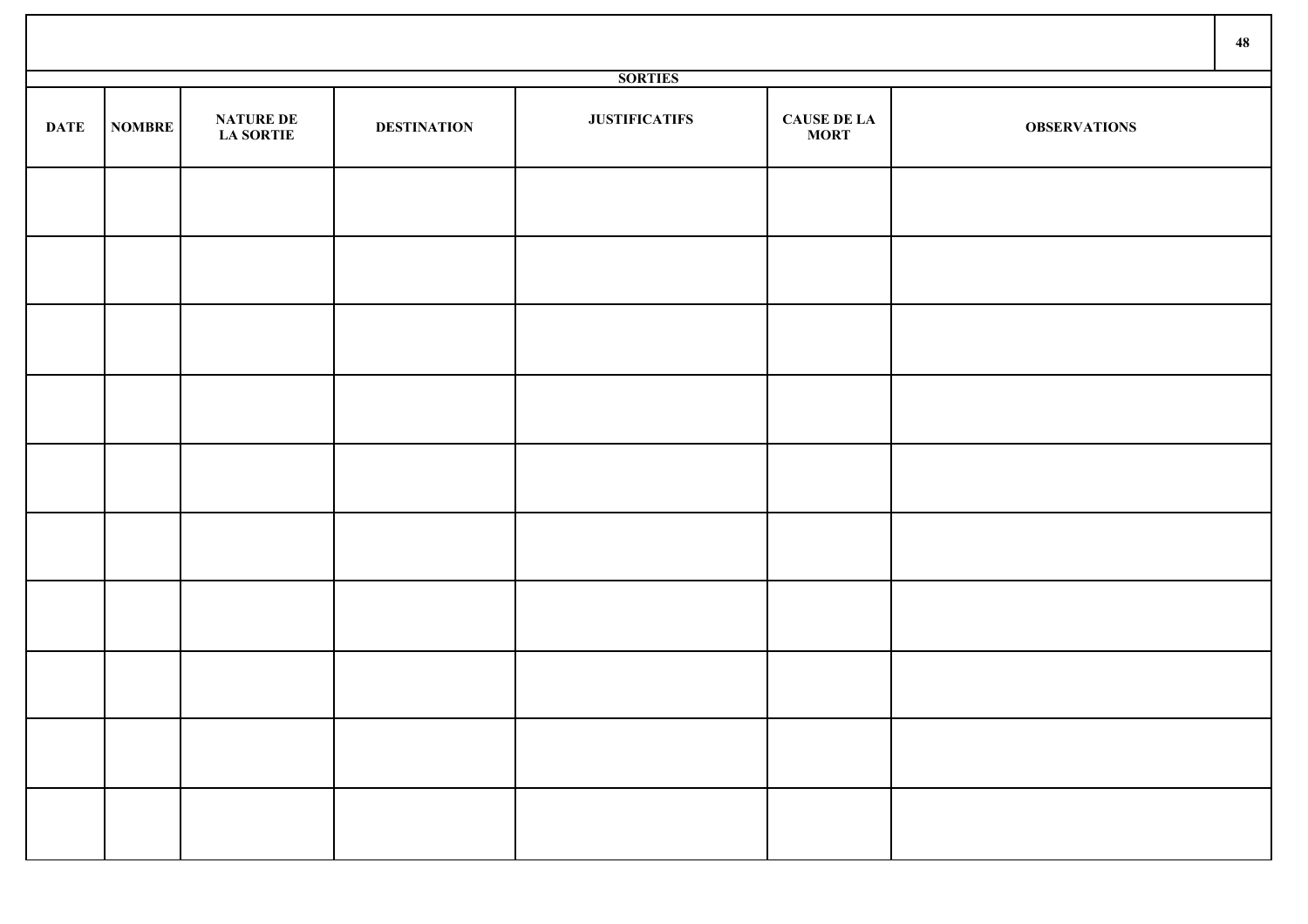| SORTIES | | | | | | |
|---|---|---|---|---|---|---|
| DATE | NOMBRE | NATURE DE LA SORTIE | DESTINATION | JUSTIFICATIFS | CAUSE DE LA MORT | OBSERVATIONS |
| | | | | | | |
| | | | | | | |
| | | | | | | |
| | | | | | | |
| | | | | | | |
| | | | | | | |
| | | | | | | |
| | | | | | | |
| | | | | | | |
| | | | | | | |